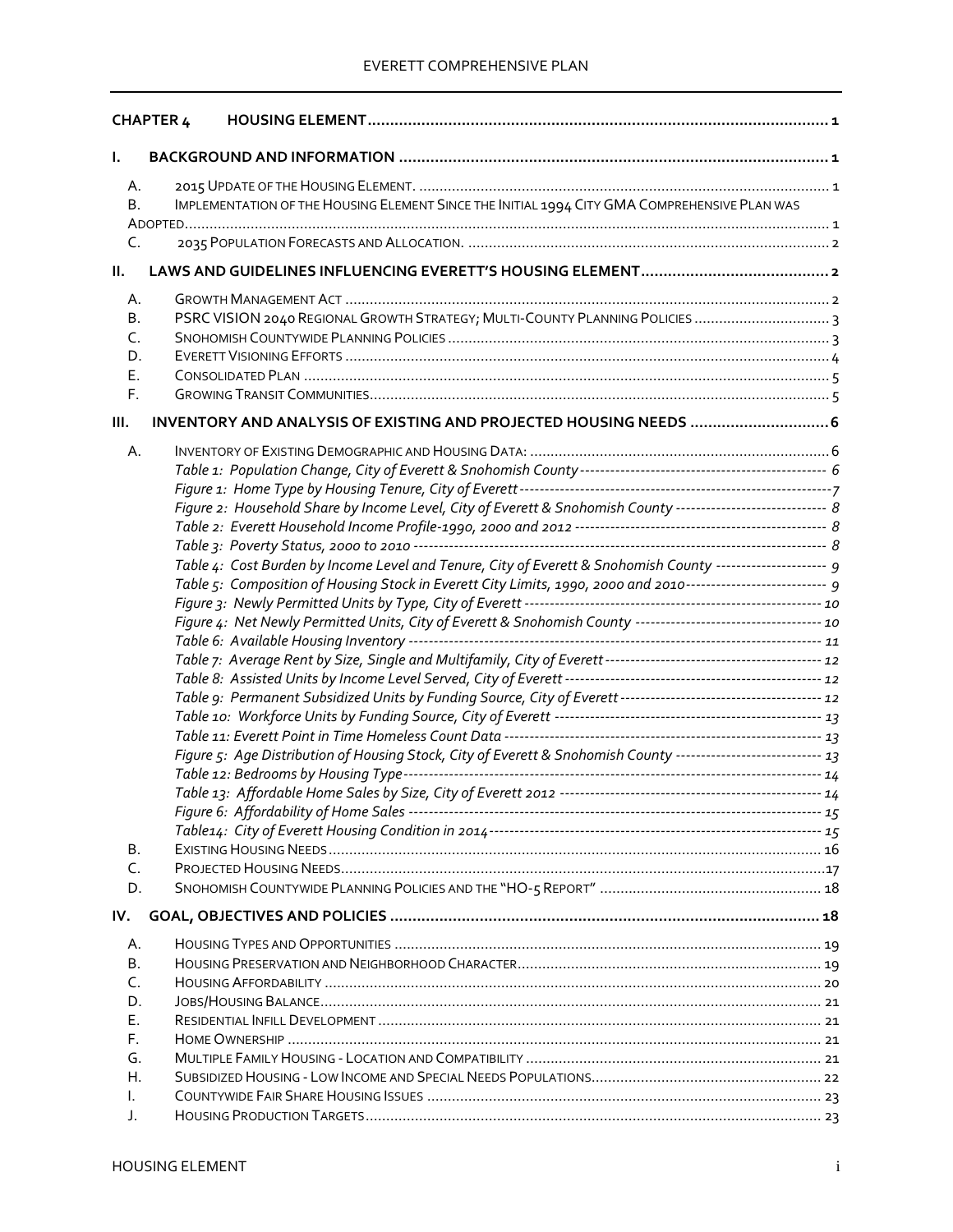| | | |
|---|---|---|
| **CHAPTER 4** | **HOUSING ELEMENT** | **1** |
| **I.** | **BACKGROUND AND INFORMATION** | **1** |
| A. | 2015 UPDATE OF THE HOUSING ELEMENT. | 1 |
| B. | IMPLEMENTATION OF THE HOUSING ELEMENT SINCE THE INITIAL 1994 CITY GMA COMPREHENSIVE PLAN WAS ADOPTED | 1 |
| C. | 2035 POPULATION FORECASTS AND ALLOCATION. | 2 |
| **II.** | **LAWS AND GUIDELINES INFLUENCING EVERETT'S HOUSING ELEMENT** | **2** |
| A. | GROWTH MANAGEMENT ACT | 2 |
| B. | PSRC VISION 2040 REGIONAL GROWTH STRATEGY; MULTI-COUNTY PLANNING POLICIES | 3 |
| C. | SNOHOMISH COUNTYWIDE PLANNING POLICIES | 3 |
| D. | EVERETT VISIONING EFFORTS | 4 |
| E. | CONSOLIDATED PLAN | 5 |
| F. | GROWING TRANSIT COMMUNITIES | 5 |
| **III.** | **INVENTORY AND ANALYSIS OF EXISTING AND PROJECTED HOUSING NEEDS** | **6** |
| A. | INVENTORY OF EXISTING DEMOGRAPHIC AND HOUSING DATA: | 6 |
| | *Table 1: Population Change, City of Everett & Snohomish County* | *6* |
| | *Figure 1: Home Type by Housing Tenure, City of Everett* | *7* |
| | *Figure 2: Household Share by Income Level, City of Everett & Snohomish County* | *8* |
| | *Table 2: Everett Household Income Profile-1990, 2000 and 2012* | *8* |
| | *Table 3: Poverty Status, 2000 to 2010* | *8* |
| | *Table 4: Cost Burden by Income Level and Tenure, City of Everett & Snohomish County* | *9* |
| | *Table 5: Composition of Housing Stock in Everett City Limits, 1990, 2000 and 2010* | *9* |
| | *Figure 3: Newly Permitted Units by Type, City of Everett* | *10* |
| | *Figure 4: Net Newly Permitted Units, City of Everett & Snohomish County* | *10* |
| | *Table 6: Available Housing Inventory* | *11* |
| | *Table 7: Average Rent by Size, Single and Multifamily, City of Everett* | *12* |
| | *Table 8: Assisted Units by Income Level Served, City of Everett* | *12* |
| | *Table 9: Permanent Subsidized Units by Funding Source, City of Everett* | *12* |
| | *Table 10: Workforce Units by Funding Source, City of Everett* | *13* |
| | *Table 11: Everett Point in Time Homeless Count Data* | *13* |
| | *Figure 5: Age Distribution of Housing Stock, City of Everett & Snohomish County* | *13* |
| | *Table 12: Bedrooms by Housing Type* | *14* |
| | *Table 13: Affordable Home Sales by Size, City of Everett 2012* | *14* |
| | *Figure 6: Affordability of Home Sales* | *15* |
| | *Table14: City of Everett Housing Condition in 2014* | *15* |
| B. | EXISTING HOUSING NEEDS | 16 |
| C. | PROJECTED HOUSING NEEDS | 17 |
| D. | SNOHOMISH COUNTYWIDE PLANNING POLICIES AND THE "HO-5 REPORT" | 18 |
| **IV.** | **GOAL, OBJECTIVES AND POLICIES** | **18** |
| A. | HOUSING TYPES AND OPPORTUNITIES | 19 |
| B. | HOUSING PRESERVATION AND NEIGHBORHOOD CHARACTER | 19 |
| C. | HOUSING AFFORDABILITY | 20 |
| D. | JOBS/HOUSING BALANCE | 21 |
| E. | RESIDENTIAL INFILL DEVELOPMENT | 21 |
| F. | HOME OWNERSHIP | 21 |
| G. | MULTIPLE FAMILY HOUSING - LOCATION AND COMPATIBILITY | 21 |
| H. | SUBSIDIZED HOUSING - LOW INCOME AND SPECIAL NEEDS POPULATIONS | 22 |
| I. | COUNTYWIDE FAIR SHARE HOUSING ISSUES | 23 |
| J. | HOUSING PRODUCTION TARGETS | 23 |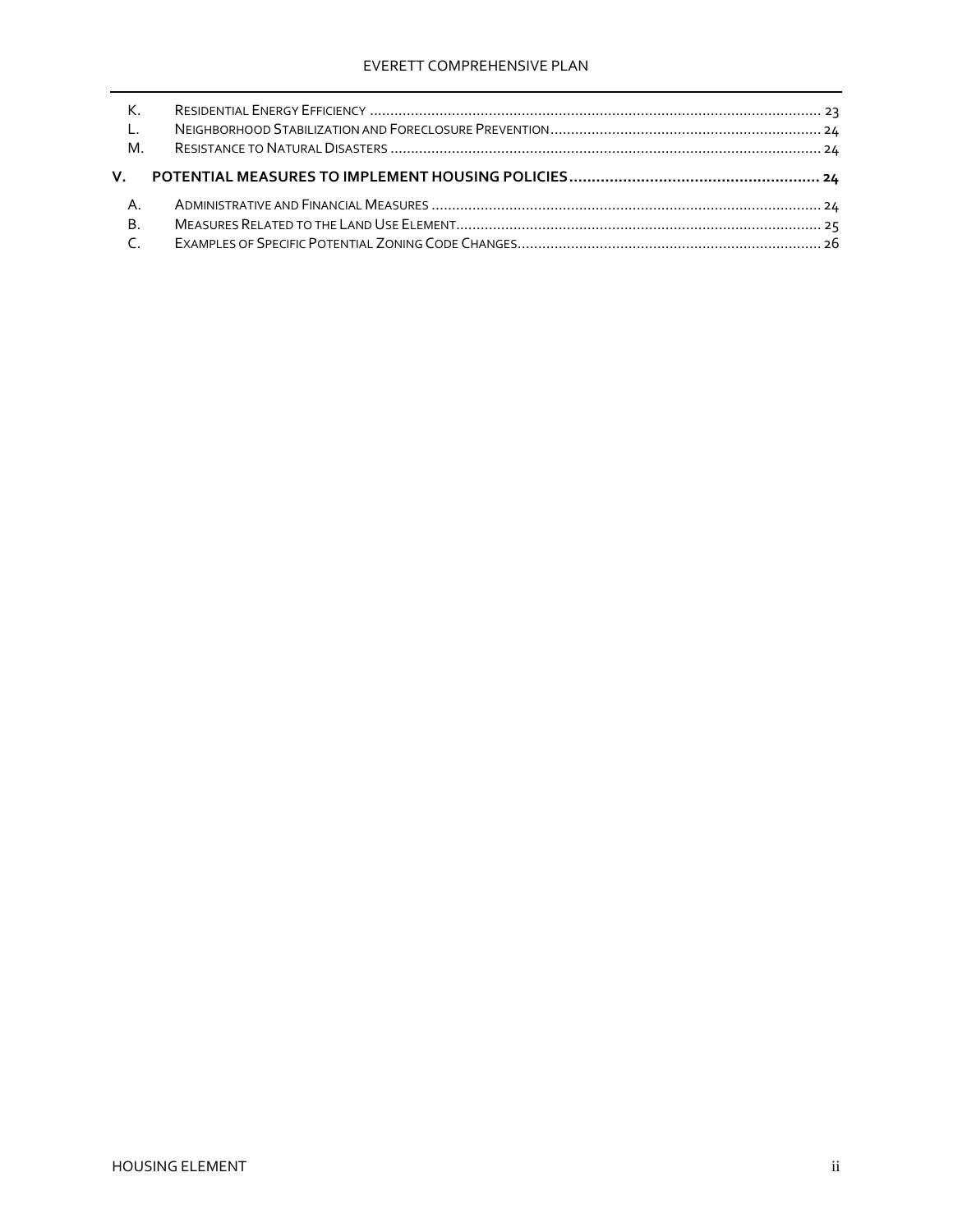K. Residential Energy Efficiency ............................................................................................................ 23

L. Neighborhood Stabilization and Foreclosure Prevention ................................................................. 24

M. Resistance to Natural Disasters ....................................................................................................... 24

**V. POTENTIAL MEASURES TO IMPLEMENT HOUSING POLICIES ........................................................ 24**

A. Administrative and Financial Measures ............................................................................................ 24

B. Measures Related to the Land Use Element ...................................................................................... 25

C. Examples of Specific Potential Zoning Code Changes ....................................................................... 26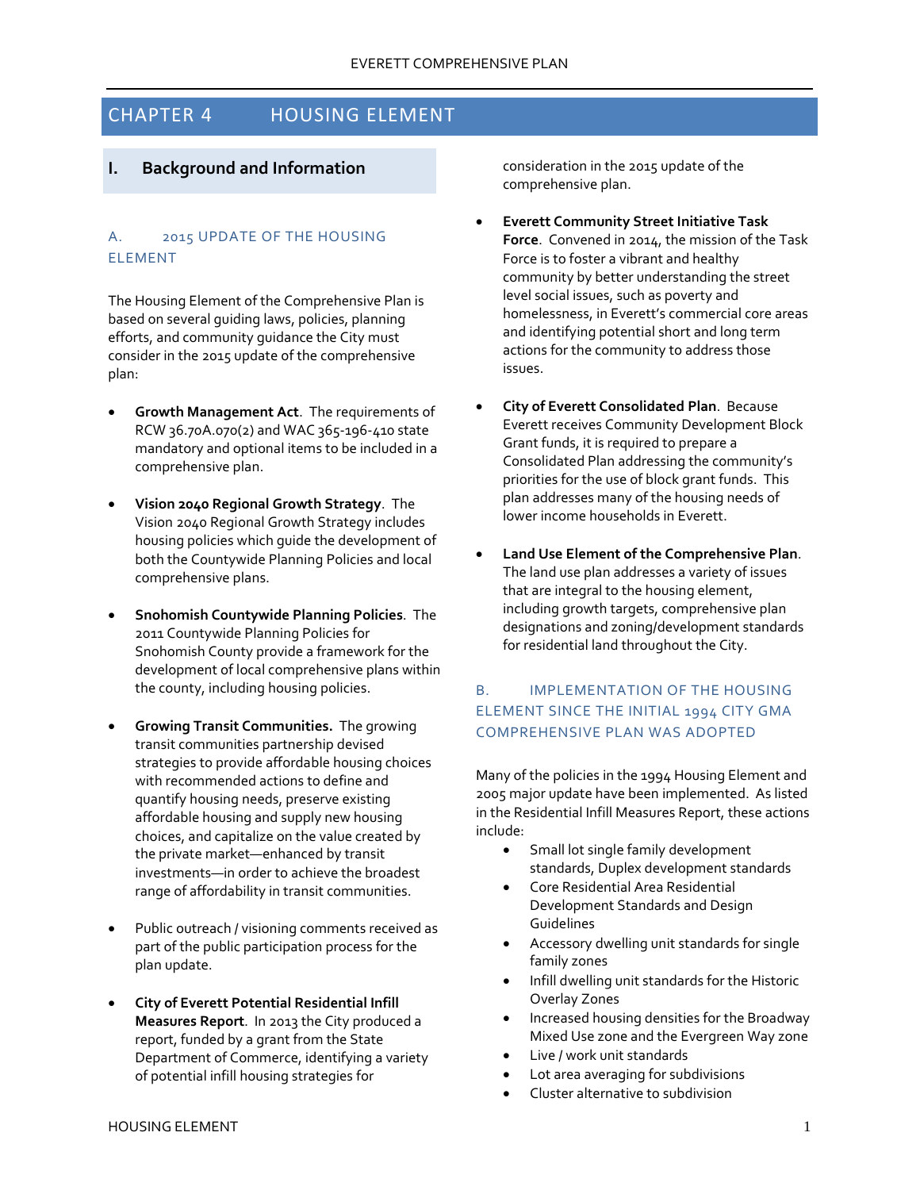# CHAPTER 4 HOUSING ELEMENT

## I. Background and Information

### A. 2015 UPDATE OF THE HOUSING ELEMENT

The Housing Element of the Comprehensive Plan is based on several guiding laws, policies, planning efforts, and community guidance the City must consider in the 2015 update of the comprehensive plan:

- **Growth Management Act**. The requirements of RCW 36.70A.070(2) and WAC 365-196-410 state mandatory and optional items to be included in a comprehensive plan.
- **Vision 2040 Regional Growth Strategy**. The Vision 2040 Regional Growth Strategy includes housing policies which guide the development of both the Countywide Planning Policies and local comprehensive plans.
- **Snohomish Countywide Planning Policies**. The 2011 Countywide Planning Policies for Snohomish County provide a framework for the development of local comprehensive plans within the county, including housing policies.
- **Growing Transit Communities.** The growing transit communities partnership devised strategies to provide affordable housing choices with recommended actions to define and quantify housing needs, preserve existing affordable housing and supply new housing choices, and capitalize on the value created by the private market—enhanced by transit investments—in order to achieve the broadest range of affordability in transit communities.
- Public outreach / visioning comments received as part of the public participation process for the plan update.
- **City of Everett Potential Residential Infill Measures Report**. In 2013 the City produced a report, funded by a grant from the State Department of Commerce, identifying a variety of potential infill housing strategies for consideration in the 2015 update of the comprehensive plan.
- **Everett Community Street Initiative Task Force**. Convened in 2014, the mission of the Task Force is to foster a vibrant and healthy community by better understanding the street level social issues, such as poverty and homelessness, in Everett's commercial core areas and identifying potential short and long term actions for the community to address those issues.
- **City of Everett Consolidated Plan**. Because Everett receives Community Development Block Grant funds, it is required to prepare a Consolidated Plan addressing the community's priorities for the use of block grant funds. This plan addresses many of the housing needs of lower income households in Everett.
- **Land Use Element of the Comprehensive Plan**. The land use plan addresses a variety of issues that are integral to the housing element, including growth targets, comprehensive plan designations and zoning/development standards for residential land throughout the City.

### B. IMPLEMENTATION OF THE HOUSING ELEMENT SINCE THE INITIAL 1994 CITY GMA COMPREHENSIVE PLAN WAS ADOPTED

Many of the policies in the 1994 Housing Element and 2005 major update have been implemented. As listed in the Residential Infill Measures Report, these actions include:

- Small lot single family development standards, Duplex development standards
- Core Residential Area Residential Development Standards and Design Guidelines
- Accessory dwelling unit standards for single family zones
- Infill dwelling unit standards for the Historic Overlay Zones
- Increased housing densities for the Broadway Mixed Use zone and the Evergreen Way zone
- Live / work unit standards
- Lot area averaging for subdivisions
- Cluster alternative to subdivision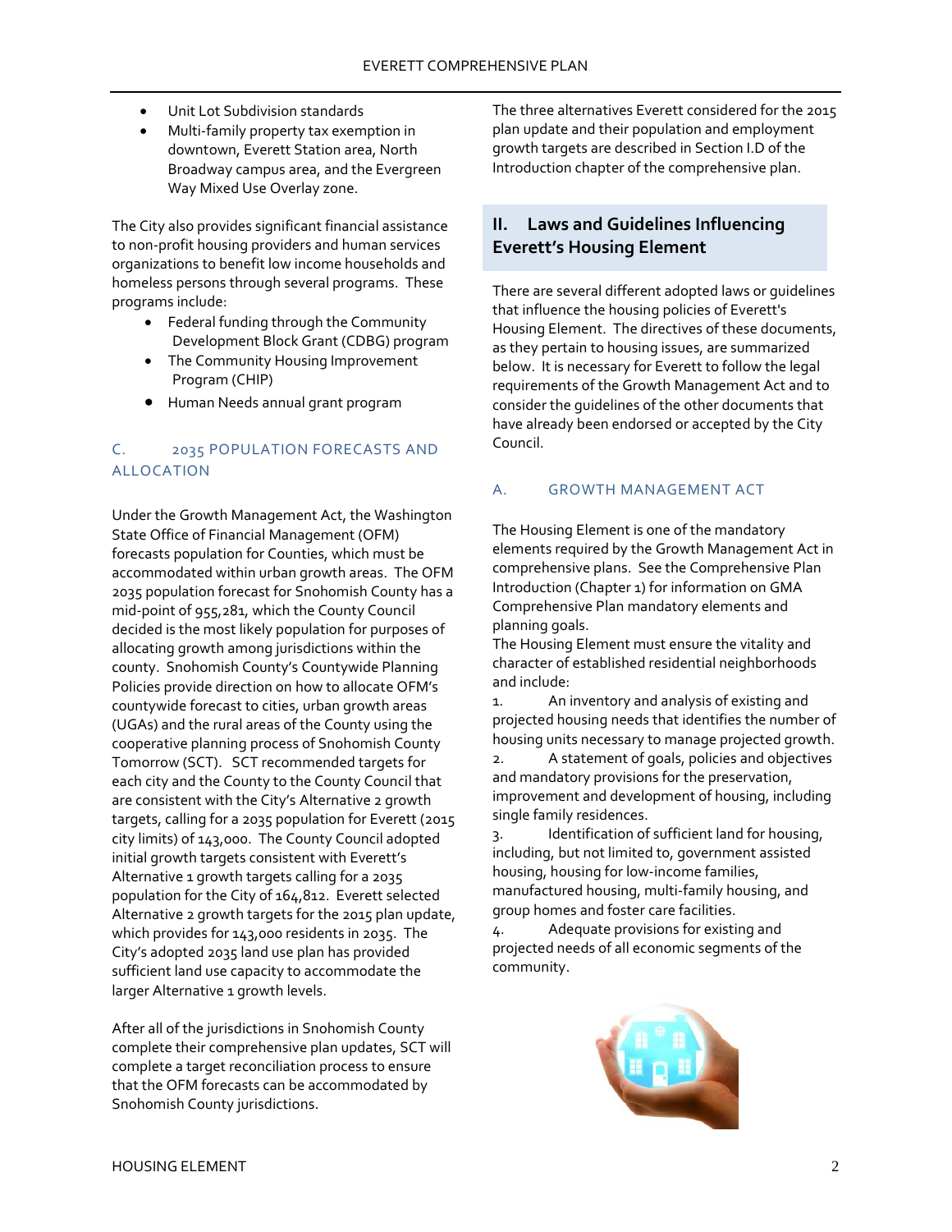- Unit Lot Subdivision standards
- Multi-family property tax exemption in downtown, Everett Station area, North Broadway campus area, and the Evergreen Way Mixed Use Overlay zone.

The City also provides significant financial assistance to non-profit housing providers and human services organizations to benefit low income households and homeless persons through several programs. These programs include:

- Federal funding through the Community Development Block Grant (CDBG) program
- The Community Housing Improvement Program (CHIP)
- Human Needs annual grant program

### C. 2035 POPULATION FORECASTS AND ALLOCATION

Under the Growth Management Act, the Washington State Office of Financial Management (OFM) forecasts population for Counties, which must be accommodated within urban growth areas. The OFM 2035 population forecast for Snohomish County has a mid-point of 955,281, which the County Council decided is the most likely population for purposes of allocating growth among jurisdictions within the county. Snohomish County's Countywide Planning Policies provide direction on how to allocate OFM's countywide forecast to cities, urban growth areas (UGAs) and the rural areas of the County using the cooperative planning process of Snohomish County Tomorrow (SCT). SCT recommended targets for each city and the County to the County Council that are consistent with the City's Alternative 2 growth targets, calling for a 2035 population for Everett (2015 city limits) of 143,000. The County Council adopted initial growth targets consistent with Everett's Alternative 1 growth targets calling for a 2035 population for the City of 164,812. Everett selected Alternative 2 growth targets for the 2015 plan update, which provides for 143,000 residents in 2035. The City's adopted 2035 land use plan has provided sufficient land use capacity to accommodate the larger Alternative 1 growth levels.

After all of the jurisdictions in Snohomish County complete their comprehensive plan updates, SCT will complete a target reconciliation process to ensure that the OFM forecasts can be accommodated by Snohomish County jurisdictions.

The three alternatives Everett considered for the 2015 plan update and their population and employment growth targets are described in Section I.D of the Introduction chapter of the comprehensive plan.

## II. Laws and Guidelines Influencing Everett's Housing Element

There are several different adopted laws or guidelines that influence the housing policies of Everett's Housing Element. The directives of these documents, as they pertain to housing issues, are summarized below. It is necessary for Everett to follow the legal requirements of the Growth Management Act and to consider the guidelines of the other documents that have already been endorsed or accepted by the City Council.

### A. GROWTH MANAGEMENT ACT

The Housing Element is one of the mandatory elements required by the Growth Management Act in comprehensive plans. See the Comprehensive Plan Introduction (Chapter 1) for information on GMA Comprehensive Plan mandatory elements and planning goals.

The Housing Element must ensure the vitality and character of established residential neighborhoods and include:

1. An inventory and analysis of existing and projected housing needs that identifies the number of housing units necessary to manage projected growth.
2. A statement of goals, policies and objectives and mandatory provisions for the preservation, improvement and development of housing, including single family residences.
3. Identification of sufficient land for housing, including, but not limited to, government assisted housing, housing for low-income families, manufactured housing, multi-family housing, and group homes and foster care facilities.
4. Adequate provisions for existing and projected needs of all economic segments of the community.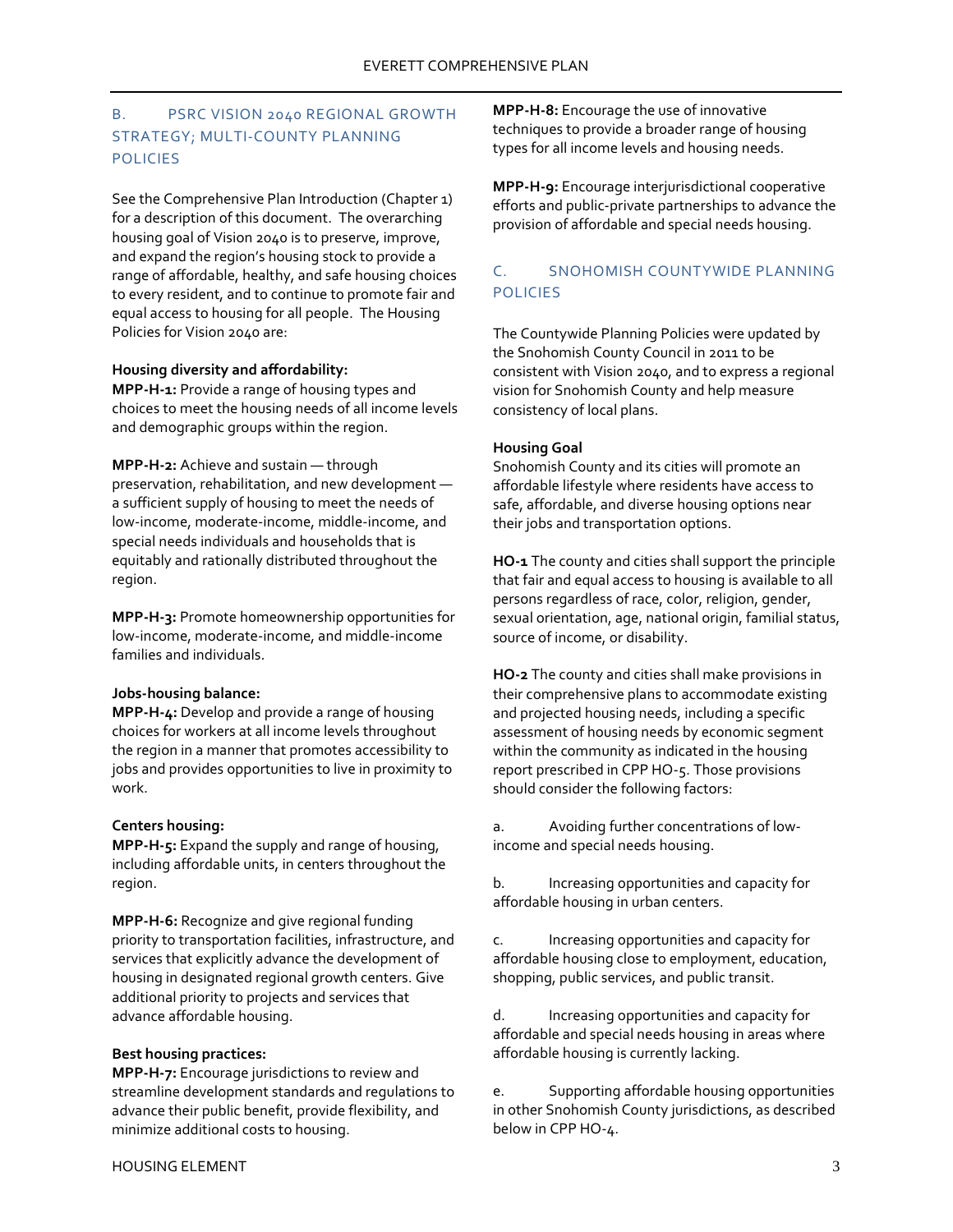## B. PSRC VISION 2040 REGIONAL GROWTH STRATEGY; MULTI-COUNTY PLANNING POLICIES

See the Comprehensive Plan Introduction (Chapter 1) for a description of this document. The overarching housing goal of Vision 2040 is to preserve, improve, and expand the region's housing stock to provide a range of affordable, healthy, and safe housing choices to every resident, and to continue to promote fair and equal access to housing for all people. The Housing Policies for Vision 2040 are:

**Housing diversity and affordability:**
**MPP-H-1:** Provide a range of housing types and choices to meet the housing needs of all income levels and demographic groups within the region.

**MPP-H-2:** Achieve and sustain — through preservation, rehabilitation, and new development — a sufficient supply of housing to meet the needs of low-income, moderate-income, middle-income, and special needs individuals and households that is equitably and rationally distributed throughout the region.

**MPP-H-3:** Promote homeownership opportunities for low-income, moderate-income, and middle-income families and individuals.

**Jobs-housing balance:**
**MPP-H-4:** Develop and provide a range of housing choices for workers at all income levels throughout the region in a manner that promotes accessibility to jobs and provides opportunities to live in proximity to work.

**Centers housing:**
**MPP-H-5:** Expand the supply and range of housing, including affordable units, in centers throughout the region.

**MPP-H-6:** Recognize and give regional funding priority to transportation facilities, infrastructure, and services that explicitly advance the development of housing in designated regional growth centers. Give additional priority to projects and services that advance affordable housing.

**Best housing practices:**
**MPP-H-7:** Encourage jurisdictions to review and streamline development standards and regulations to advance their public benefit, provide flexibility, and minimize additional costs to housing.

**MPP-H-8:** Encourage the use of innovative techniques to provide a broader range of housing types for all income levels and housing needs.

**MPP-H-9:** Encourage interjurisdictional cooperative efforts and public-private partnerships to advance the provision of affordable and special needs housing.

## C. SNOHOMISH COUNTYWIDE PLANNING POLICIES

The Countywide Planning Policies were updated by the Snohomish County Council in 2011 to be consistent with Vision 2040, and to express a regional vision for Snohomish County and help measure consistency of local plans.

**Housing Goal**
Snohomish County and its cities will promote an affordable lifestyle where residents have access to safe, affordable, and diverse housing options near their jobs and transportation options.

**HO-1** The county and cities shall support the principle that fair and equal access to housing is available to all persons regardless of race, color, religion, gender, sexual orientation, age, national origin, familial status, source of income, or disability.

**HO-2** The county and cities shall make provisions in their comprehensive plans to accommodate existing and projected housing needs, including a specific assessment of housing needs by economic segment within the community as indicated in the housing report prescribed in CPP HO-5. Those provisions should consider the following factors:

a. Avoiding further concentrations of low-income and special needs housing.

b. Increasing opportunities and capacity for affordable housing in urban centers.

c. Increasing opportunities and capacity for affordable housing close to employment, education, shopping, public services, and public transit.

d. Increasing opportunities and capacity for affordable and special needs housing in areas where affordable housing is currently lacking.

e. Supporting affordable housing opportunities in other Snohomish County jurisdictions, as described below in CPP HO-4.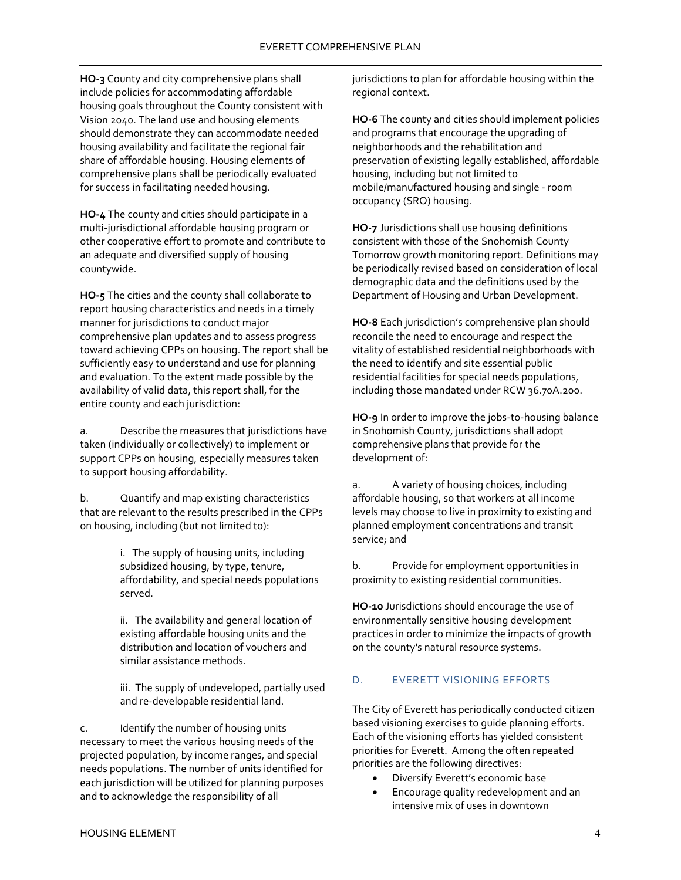**HO-3** County and city comprehensive plans shall include policies for accommodating affordable housing goals throughout the County consistent with Vision 2040. The land use and housing elements should demonstrate they can accommodate needed housing availability and facilitate the regional fair share of affordable housing. Housing elements of comprehensive plans shall be periodically evaluated for success in facilitating needed housing.

**HO-4** The county and cities should participate in a multi-jurisdictional affordable housing program or other cooperative effort to promote and contribute to an adequate and diversified supply of housing countywide.

**HO-5** The cities and the county shall collaborate to report housing characteristics and needs in a timely manner for jurisdictions to conduct major comprehensive plan updates and to assess progress toward achieving CPPs on housing. The report shall be sufficiently easy to understand and use for planning and evaluation. To the extent made possible by the availability of valid data, this report shall, for the entire county and each jurisdiction:

a. Describe the measures that jurisdictions have taken (individually or collectively) to implement or support CPPs on housing, especially measures taken to support housing affordability.

b. Quantify and map existing characteristics that are relevant to the results prescribed in the CPPs on housing, including (but not limited to):

> i. The supply of housing units, including subsidized housing, by type, tenure, affordability, and special needs populations served.
>
> ii. The availability and general location of existing affordable housing units and the distribution and location of vouchers and similar assistance methods.
>
> iii. The supply of undeveloped, partially used and re-developable residential land.

c. Identify the number of housing units necessary to meet the various housing needs of the projected population, by income ranges, and special needs populations. The number of units identified for each jurisdiction will be utilized for planning purposes and to acknowledge the responsibility of all jurisdictions to plan for affordable housing within the regional context.

**HO-6** The county and cities should implement policies and programs that encourage the upgrading of neighborhoods and the rehabilitation and preservation of existing legally established, affordable housing, including but not limited to mobile/manufactured housing and single - room occupancy (SRO) housing.

**HO-7** Jurisdictions shall use housing definitions consistent with those of the Snohomish County Tomorrow growth monitoring report. Definitions may be periodically revised based on consideration of local demographic data and the definitions used by the Department of Housing and Urban Development.

**HO-8** Each jurisdiction's comprehensive plan should reconcile the need to encourage and respect the vitality of established residential neighborhoods with the need to identify and site essential public residential facilities for special needs populations, including those mandated under RCW 36.70A.200.

**HO-9** In order to improve the jobs-to-housing balance in Snohomish County, jurisdictions shall adopt comprehensive plans that provide for the development of:

a. A variety of housing choices, including affordable housing, so that workers at all income levels may choose to live in proximity to existing and planned employment concentrations and transit service; and

b. Provide for employment opportunities in proximity to existing residential communities.

**HO-10** Jurisdictions should encourage the use of environmentally sensitive housing development practices in order to minimize the impacts of growth on the county's natural resource systems.

## D. EVERETT VISIONING EFFORTS

The City of Everett has periodically conducted citizen based visioning exercises to guide planning efforts. Each of the visioning efforts has yielded consistent priorities for Everett. Among the often repeated priorities are the following directives:

- Diversify Everett's economic base
- Encourage quality redevelopment and an intensive mix of uses in downtown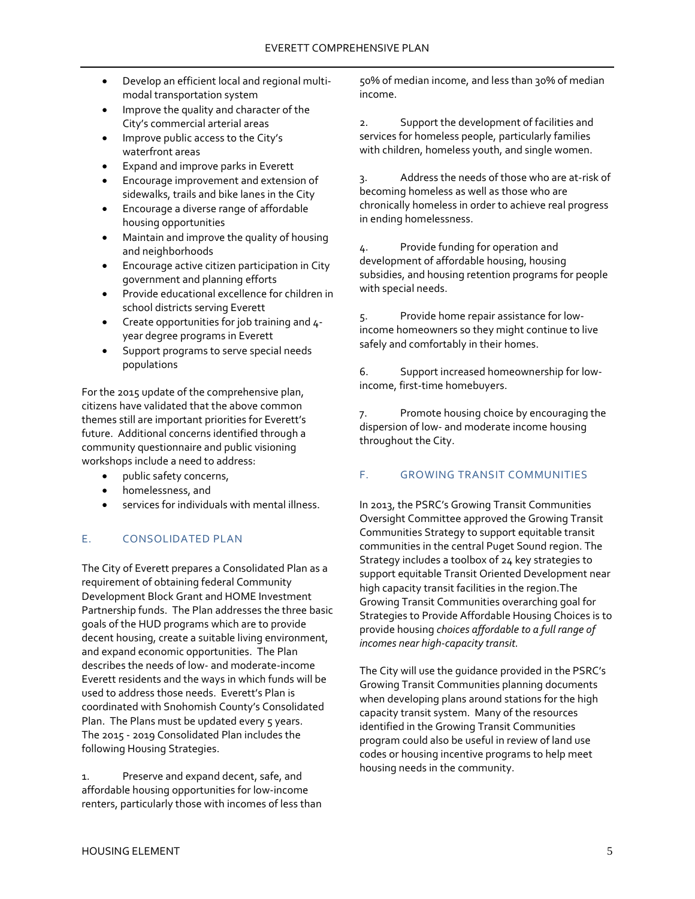- Develop an efficient local and regional multi-modal transportation system
- Improve the quality and character of the City's commercial arterial areas
- Improve public access to the City's waterfront areas
- Expand and improve parks in Everett
- Encourage improvement and extension of sidewalks, trails and bike lanes in the City
- Encourage a diverse range of affordable housing opportunities
- Maintain and improve the quality of housing and neighborhoods
- Encourage active citizen participation in City government and planning efforts
- Provide educational excellence for children in school districts serving Everett
- Create opportunities for job training and 4-year degree programs in Everett
- Support programs to serve special needs populations

For the 2015 update of the comprehensive plan, citizens have validated that the above common themes still are important priorities for Everett's future. Additional concerns identified through a community questionnaire and public visioning workshops include a need to address:

- public safety concerns,
- homelessness, and
- services for individuals with mental illness.

## E. CONSOLIDATED PLAN

The City of Everett prepares a Consolidated Plan as a requirement of obtaining federal Community Development Block Grant and HOME Investment Partnership funds. The Plan addresses the three basic goals of the HUD programs which are to provide decent housing, create a suitable living environment, and expand economic opportunities. The Plan describes the needs of low- and moderate-income Everett residents and the ways in which funds will be used to address those needs. Everett's Plan is coordinated with Snohomish County's Consolidated Plan. The Plans must be updated every 5 years. The 2015 - 2019 Consolidated Plan includes the following Housing Strategies.

1. Preserve and expand decent, safe, and affordable housing opportunities for low-income renters, particularly those with incomes of less than 50% of median income, and less than 30% of median income.

2. Support the development of facilities and services for homeless people, particularly families with children, homeless youth, and single women.

3. Address the needs of those who are at-risk of becoming homeless as well as those who are chronically homeless in order to achieve real progress in ending homelessness.

4. Provide funding for operation and development of affordable housing, housing subsidies, and housing retention programs for people with special needs.

5. Provide home repair assistance for low-income homeowners so they might continue to live safely and comfortably in their homes.

6. Support increased homeownership for low-income, first-time homebuyers.

7. Promote housing choice by encouraging the dispersion of low- and moderate income housing throughout the City.

## F. GROWING TRANSIT COMMUNITIES

In 2013, the PSRC's Growing Transit Communities Oversight Committee approved the Growing Transit Communities Strategy to support equitable transit communities in the central Puget Sound region. The Strategy includes a toolbox of 24 key strategies to support equitable Transit Oriented Development near high capacity transit facilities in the region.The Growing Transit Communities overarching goal for Strategies to Provide Affordable Housing Choices is to provide housing *choices affordable to a full range of incomes near high-capacity transit.*

The City will use the guidance provided in the PSRC's Growing Transit Communities planning documents when developing plans around stations for the high capacity transit system. Many of the resources identified in the Growing Transit Communities program could also be useful in review of land use codes or housing incentive programs to help meet housing needs in the community.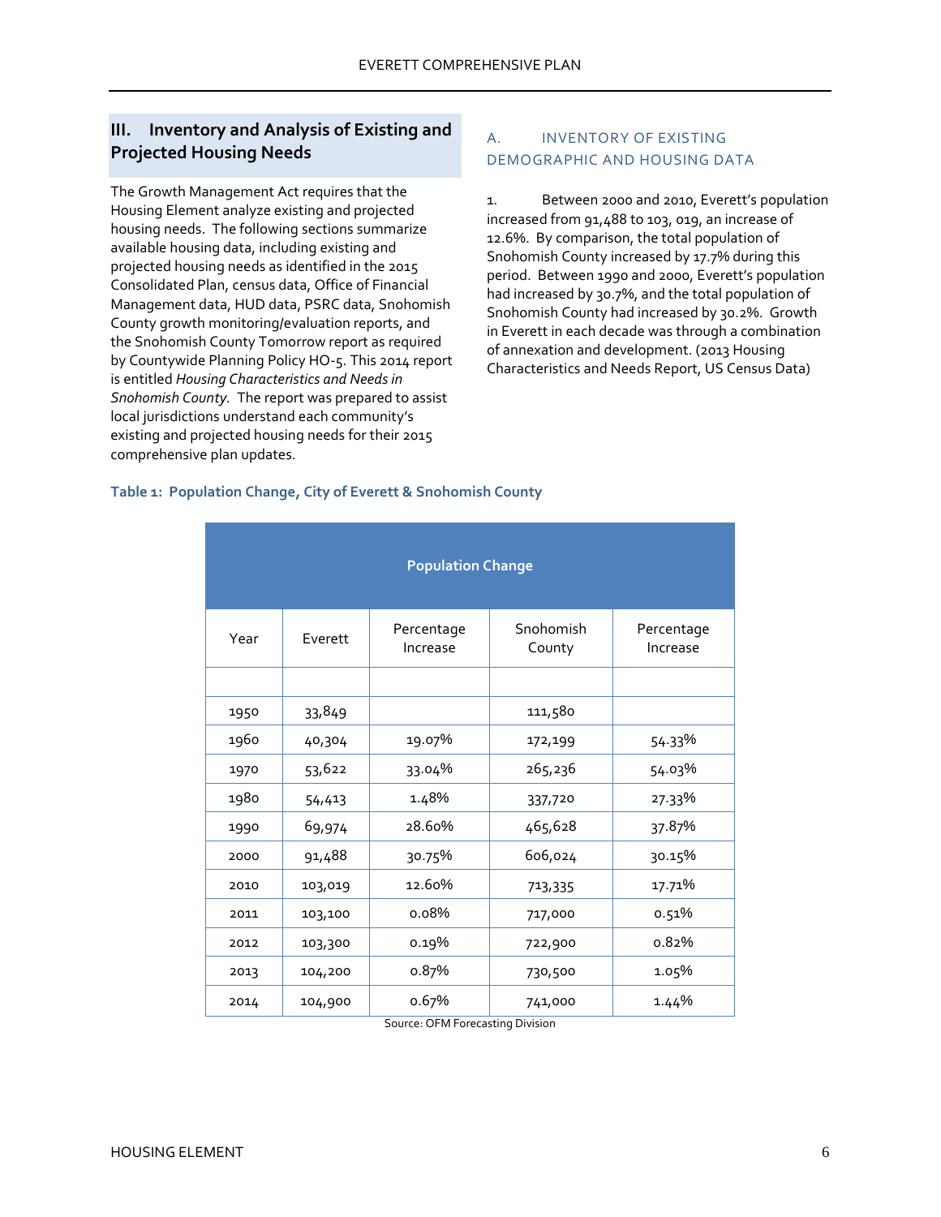## III. Inventory and Analysis of Existing and Projected Housing Needs

The Growth Management Act requires that the Housing Element analyze existing and projected housing needs. The following sections summarize available housing data, including existing and projected housing needs as identified in the 2015 Consolidated Plan, census data, Office of Financial Management data, HUD data, PSRC data, Snohomish County growth monitoring/evaluation reports, and the Snohomish County Tomorrow report as required by Countywide Planning Policy HO-5. This 2014 report is entitled *Housing Characteristics and Needs in Snohomish County.* The report was prepared to assist local jurisdictions understand each community's existing and projected housing needs for their 2015 comprehensive plan updates.

### A. INVENTORY OF EXISTING DEMOGRAPHIC AND HOUSING DATA

1. Between 2000 and 2010, Everett's population increased from 91,488 to 103, 019, an increase of 12.6%. By comparison, the total population of Snohomish County increased by 17.7% during this period. Between 1990 and 2000, Everett's population had increased by 30.7%, and the total population of Snohomish County had increased by 30.2%. Growth in Everett in each decade was through a combination of annexation and development. (2013 Housing Characteristics and Needs Report, US Census Data)

**Table 1: Population Change, City of Everett & Snohomish County**

| Population Change | | | | |
|---|---|---|---|---|
| Year | Everett | Percentage Increase | Snohomish County | Percentage Increase |
| | | | | |
| 1950 | 33,849 | | 111,580 | |
| 1960 | 40,304 | 19.07% | 172,199 | 54.33% |
| 1970 | 53,622 | 33.04% | 265,236 | 54.03% |
| 1980 | 54,413 | 1.48% | 337,720 | 27.33% |
| 1990 | 69,974 | 28.60% | 465,628 | 37.87% |
| 2000 | 91,488 | 30.75% | 606,024 | 30.15% |
| 2010 | 103,019 | 12.60% | 713,335 | 17.71% |
| 2011 | 103,100 | 0.08% | 717,000 | 0.51% |
| 2012 | 103,300 | 0.19% | 722,900 | 0.82% |
| 2013 | 104,200 | 0.87% | 730,500 | 1.05% |
| 2014 | 104,900 | 0.67% | 741,000 | 1.44% |

Source: OFM Forecasting Division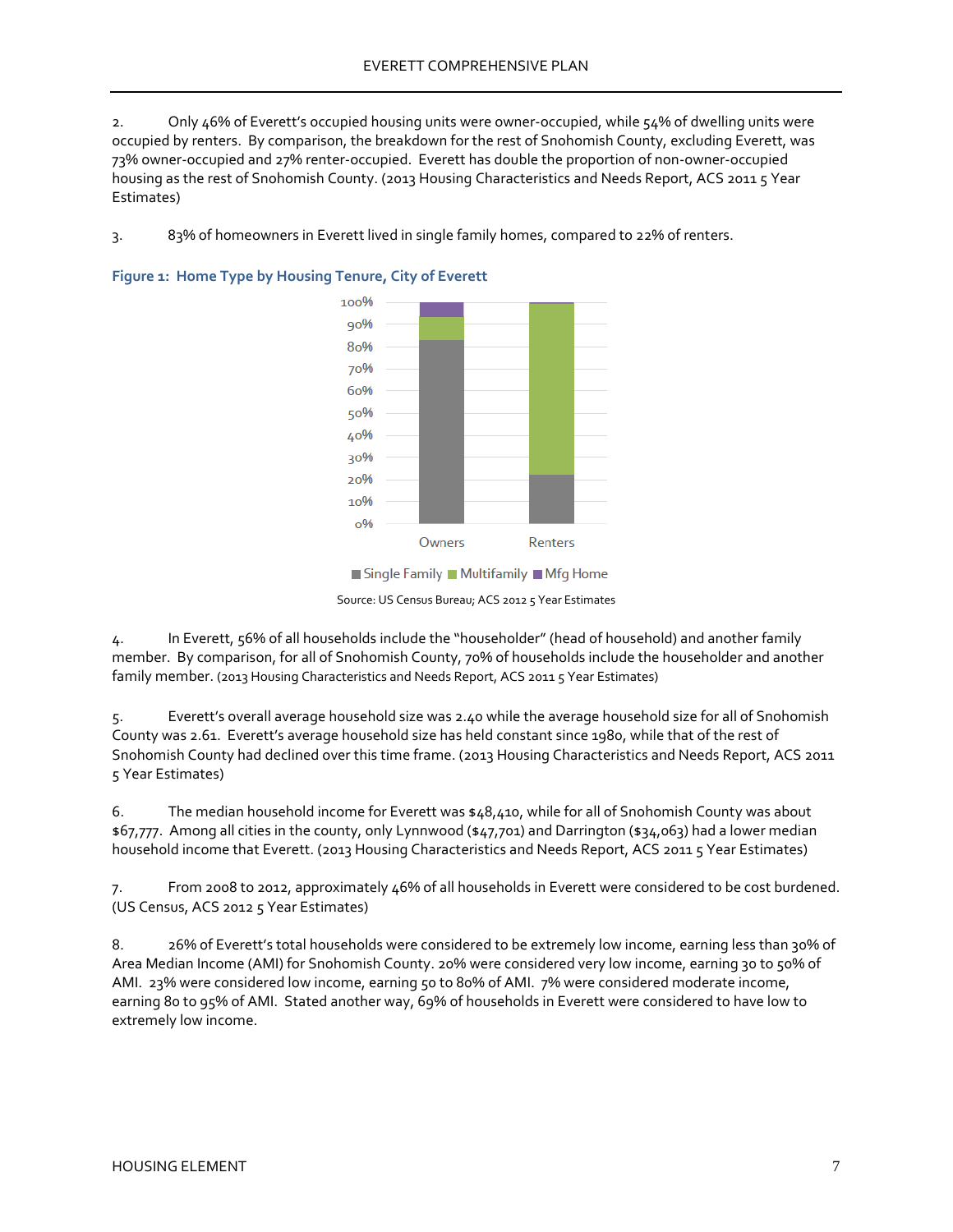2. Only 46% of Everett's occupied housing units were owner-occupied, while 54% of dwelling units were occupied by renters. By comparison, the breakdown for the rest of Snohomish County, excluding Everett, was 73% owner-occupied and 27% renter-occupied. Everett has double the proportion of non-owner-occupied housing as the rest of Snohomish County. (2013 Housing Characteristics and Needs Report, ACS 2011 5 Year Estimates)

3. 83% of homeowners in Everett lived in single family homes, compared to 22% of renters.

**Figure 1: Home Type by Housing Tenure, City of Everett**

Source: US Census Bureau; ACS 2012 5 Year Estimates

4. In Everett, 56% of all households include the "householder" (head of household) and another family member. By comparison, for all of Snohomish County, 70% of households include the householder and another family member. (2013 Housing Characteristics and Needs Report, ACS 2011 5 Year Estimates)

5. Everett's overall average household size was 2.40 while the average household size for all of Snohomish County was 2.61. Everett's average household size has held constant since 1980, while that of the rest of Snohomish County had declined over this time frame. (2013 Housing Characteristics and Needs Report, ACS 2011 5 Year Estimates)

6. The median household income for Everett was $48,410, while for all of Snohomish County was about $67,777. Among all cities in the county, only Lynnwood ($47,701) and Darrington ($34,063) had a lower median household income that Everett. (2013 Housing Characteristics and Needs Report, ACS 2011 5 Year Estimates)

7. From 2008 to 2012, approximately 46% of all households in Everett were considered to be cost burdened. (US Census, ACS 2012 5 Year Estimates)

8. 26% of Everett's total households were considered to be extremely low income, earning less than 30% of Area Median Income (AMI) for Snohomish County. 20% were considered very low income, earning 30 to 50% of AMI. 23% were considered low income, earning 50 to 80% of AMI. 7% were considered moderate income, earning 80 to 95% of AMI. Stated another way, 69% of households in Everett were considered to have low to extremely low income.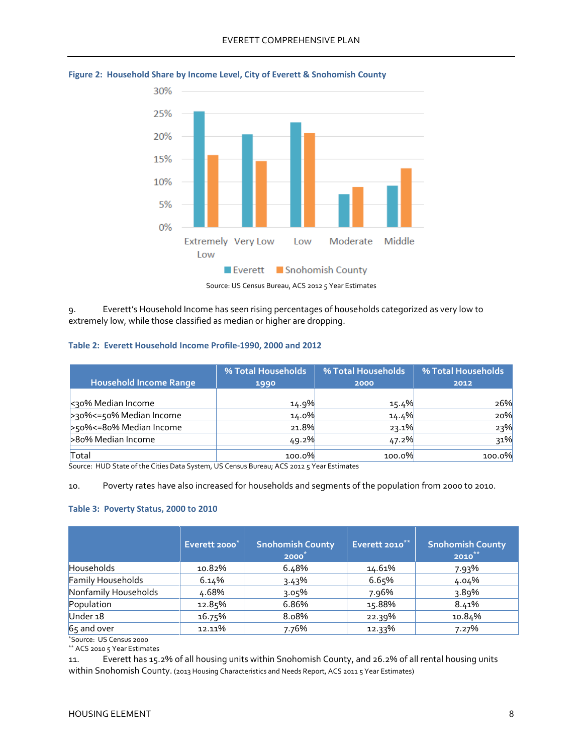**Figure 2: Household Share by Income Level, City of Everett & Snohomish County**

Source: US Census Bureau, ACS 2012 5 Year Estimates

9. Everett's Household Income has seen rising percentages of households categorized as very low to extremely low, while those classified as median or higher are dropping.

**Table 2: Everett Household Income Profile-1990, 2000 and 2012**

| Household Income Range | % Total Households 1990 | % Total Households 2000 | % Total Households 2012 |
|---|---|---|---|
| <30% Median Income | 14.9% | 15.4% | 26% |
| >30%<=50% Median Income | 14.0% | 14.4% | 20% |
| >50%<=80% Median Income | 21.8% | 23.1% | 23% |
| >80% Median Income | 49.2% | 47.2% | 31% |
| Total | 100.0% | 100.0% | 100.0% |

Source: HUD State of the Cities Data System, US Census Bureau; ACS 2012 5 Year Estimates

10. Poverty rates have also increased for households and segments of the population from 2000 to 2010.

**Table 3: Poverty Status, 2000 to 2010**

| | Everett 2000* | Snohomish County 2000* | Everett 2010** | Snohomish County 2010** |
|---|---|---|---|---|
| Households | 10.82% | 6.48% | 14.61% | 7.93% |
| Family Households | 6.14% | 3.43% | 6.65% | 4.04% |
| Nonfamily Households | 4.68% | 3.05% | 7.96% | 3.89% |
| Population | 12.85% | 6.86% | 15.88% | 8.41% |
| Under 18 | 16.75% | 8.08% | 22.39% | 10.84% |
| 65 and over | 12.11% | 7.76% | 12.33% | 7.27% |

*Source: US Census 2000
** ACS 2010 5 Year Estimates

11. Everett has 15.2% of all housing units within Snohomish County, and 26.2% of all rental housing units within Snohomish County. (2013 Housing Characteristics and Needs Report, ACS 2011 5 Year Estimates)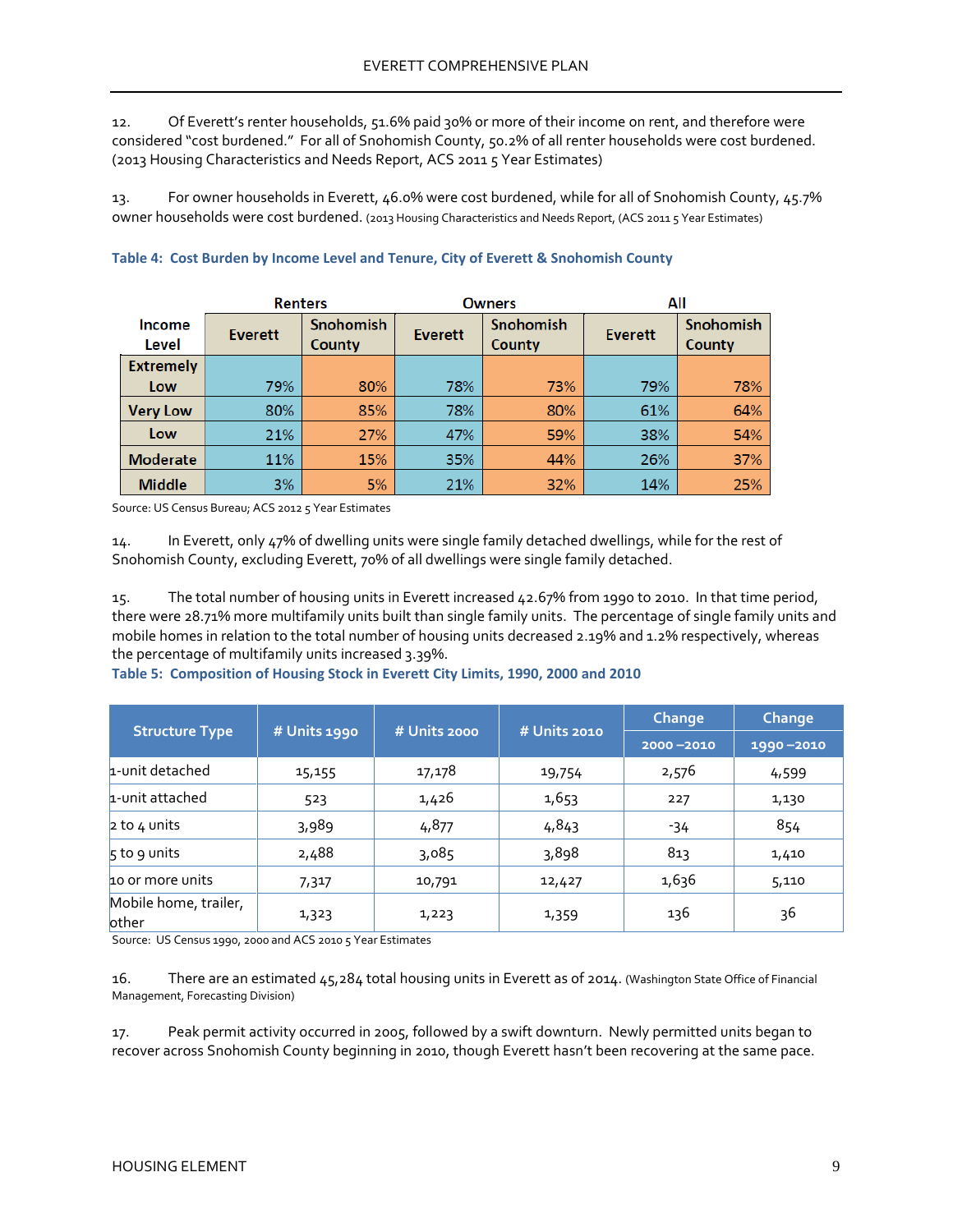12. Of Everett's renter households, 51.6% paid 30% or more of their income on rent, and therefore were considered "cost burdened." For all of Snohomish County, 50.2% of all renter households were cost burdened. (2013 Housing Characteristics and Needs Report, ACS 2011 5 Year Estimates)

13. For owner households in Everett, 46.0% were cost burdened, while for all of Snohomish County, 45.7% owner households were cost burdened. (2013 Housing Characteristics and Needs Report, (ACS 2011 5 Year Estimates)

**Table 4: Cost Burden by Income Level and Tenure, City of Everett & Snohomish County**

| | Renters | | Owners | | All | |
|---|---|---|---|---|---|---|
| Income Level | Everett | Snohomish County | Everett | Snohomish County | Everett | Snohomish County |
| Extremely Low | 79% | 80% | 78% | 73% | 79% | 78% |
| Very Low | 80% | 85% | 78% | 80% | 61% | 64% |
| Low | 21% | 27% | 47% | 59% | 38% | 54% |
| Moderate | 11% | 15% | 35% | 44% | 26% | 37% |
| Middle | 3% | 5% | 21% | 32% | 14% | 25% |

Source: US Census Bureau; ACS 2012 5 Year Estimates

14. In Everett, only 47% of dwelling units were single family detached dwellings, while for the rest of Snohomish County, excluding Everett, 70% of all dwellings were single family detached.

15. The total number of housing units in Everett increased 42.67% from 1990 to 2010. In that time period, there were 28.71% more multifamily units built than single family units. The percentage of single family units and mobile homes in relation to the total number of housing units decreased 2.19% and 1.2% respectively, whereas the percentage of multifamily units increased 3.39%.

**Table 5: Composition of Housing Stock in Everett City Limits, 1990, 2000 and 2010**

| Structure Type | # Units 1990 | # Units 2000 | # Units 2010 | Change 2000 –2010 | Change 1990 –2010 |
|---|---|---|---|---|---|
| 1-unit detached | 15,155 | 17,178 | 19,754 | 2,576 | 4,599 |
| 1-unit attached | 523 | 1,426 | 1,653 | 227 | 1,130 |
| 2 to 4 units | 3,989 | 4,877 | 4,843 | -34 | 854 |
| 5 to 9 units | 2,488 | 3,085 | 3,898 | 813 | 1,410 |
| 10 or more units | 7,317 | 10,791 | 12,427 | 1,636 | 5,110 |
| Mobile home, trailer, other | 1,323 | 1,223 | 1,359 | 136 | 36 |

Source: US Census 1990, 2000 and ACS 2010 5 Year Estimates

16. There are an estimated 45,284 total housing units in Everett as of 2014. (Washington State Office of Financial Management, Forecasting Division)

17. Peak permit activity occurred in 2005, followed by a swift downturn. Newly permitted units began to recover across Snohomish County beginning in 2010, though Everett hasn't been recovering at the same pace.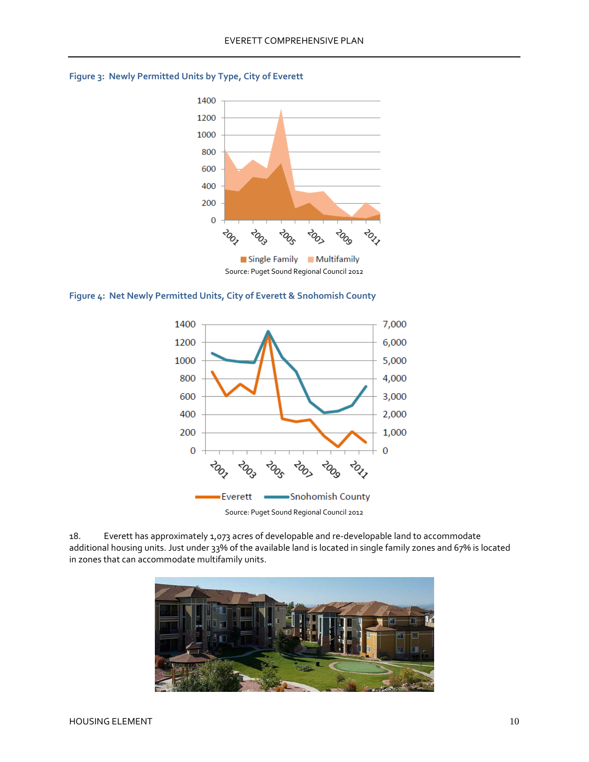**Figure 3: Newly Permitted Units by Type, City of Everett**

Source: Puget Sound Regional Council 2012

**Figure 4: Net Newly Permitted Units, City of Everett & Snohomish County**

Source: Puget Sound Regional Council 2012

18. Everett has approximately 1,073 acres of developable and re-developable land to accommodate additional housing units. Just under 33% of the available land is located in single family zones and 67% is located in zones that can accommodate multifamily units.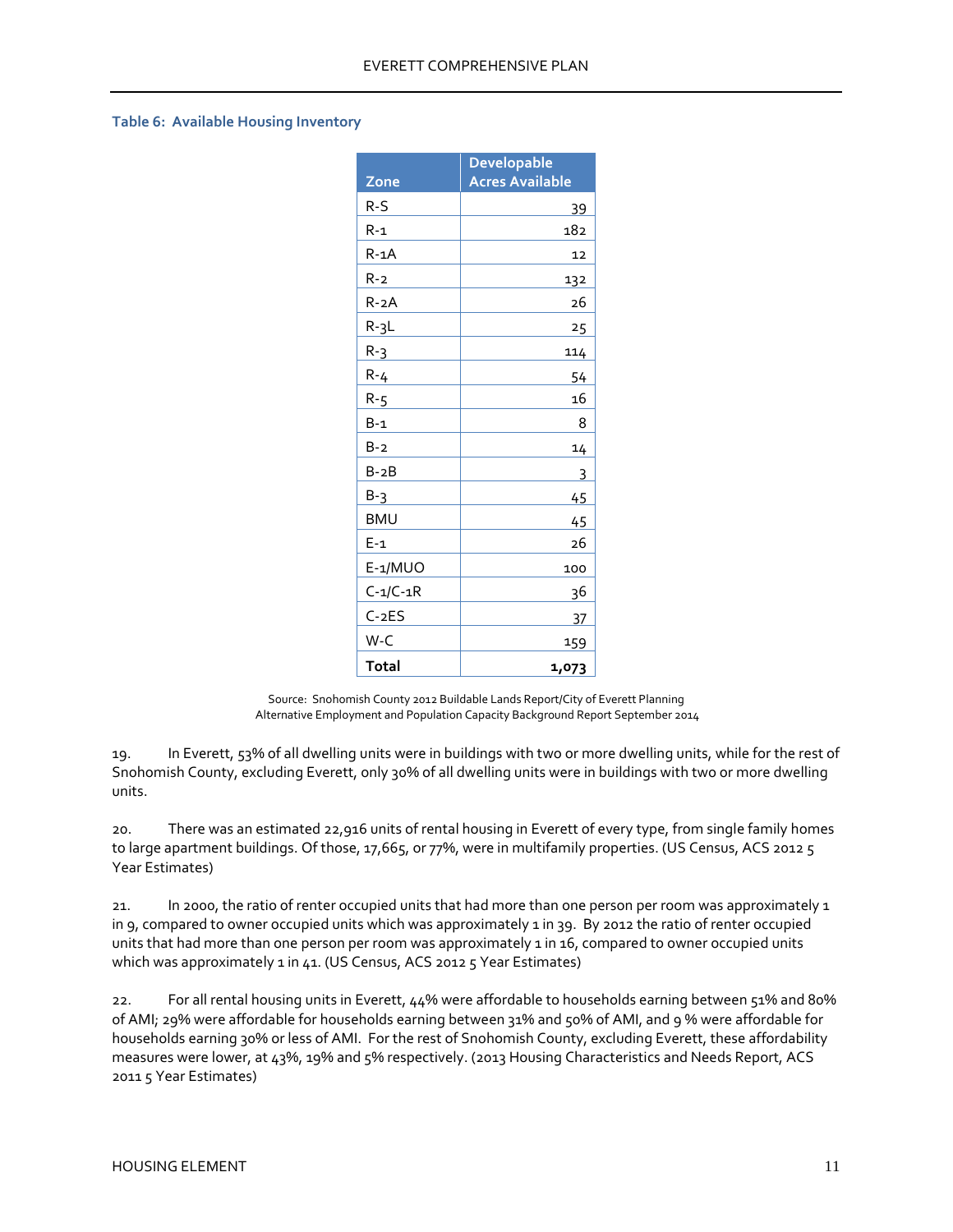**Table 6: Available Housing Inventory**

| Zone | Developable Acres Available |
|---|---|
| R-S | 39 |
| R-1 | 182 |
| R-1A | 12 |
| R-2 | 132 |
| R-2A | 26 |
| R-3L | 25 |
| R-3 | 114 |
| R-4 | 54 |
| R-5 | 16 |
| B-1 | 8 |
| B-2 | 14 |
| B-2B | 3 |
| B-3 | 45 |
| BMU | 45 |
| E-1 | 26 |
| E-1/MUO | 100 |
| C-1/C-1R | 36 |
| C-2ES | 37 |
| W-C | 159 |
| **Total** | **1,073** |

Source: Snohomish County 2012 Buildable Lands Report/City of Everett Planning Alternative Employment and Population Capacity Background Report September 2014

19. In Everett, 53% of all dwelling units were in buildings with two or more dwelling units, while for the rest of Snohomish County, excluding Everett, only 30% of all dwelling units were in buildings with two or more dwelling units.

20. There was an estimated 22,916 units of rental housing in Everett of every type, from single family homes to large apartment buildings. Of those, 17,665, or 77%, were in multifamily properties. (US Census, ACS 2012 5 Year Estimates)

21. In 2000, the ratio of renter occupied units that had more than one person per room was approximately 1 in 9, compared to owner occupied units which was approximately 1 in 39. By 2012 the ratio of renter occupied units that had more than one person per room was approximately 1 in 16, compared to owner occupied units which was approximately 1 in 41. (US Census, ACS 2012 5 Year Estimates)

22. For all rental housing units in Everett, 44% were affordable to households earning between 51% and 80% of AMI; 29% were affordable for households earning between 31% and 50% of AMI, and 9 % were affordable for households earning 30% or less of AMI. For the rest of Snohomish County, excluding Everett, these affordability measures were lower, at 43%, 19% and 5% respectively. (2013 Housing Characteristics and Needs Report, ACS 2011 5 Year Estimates)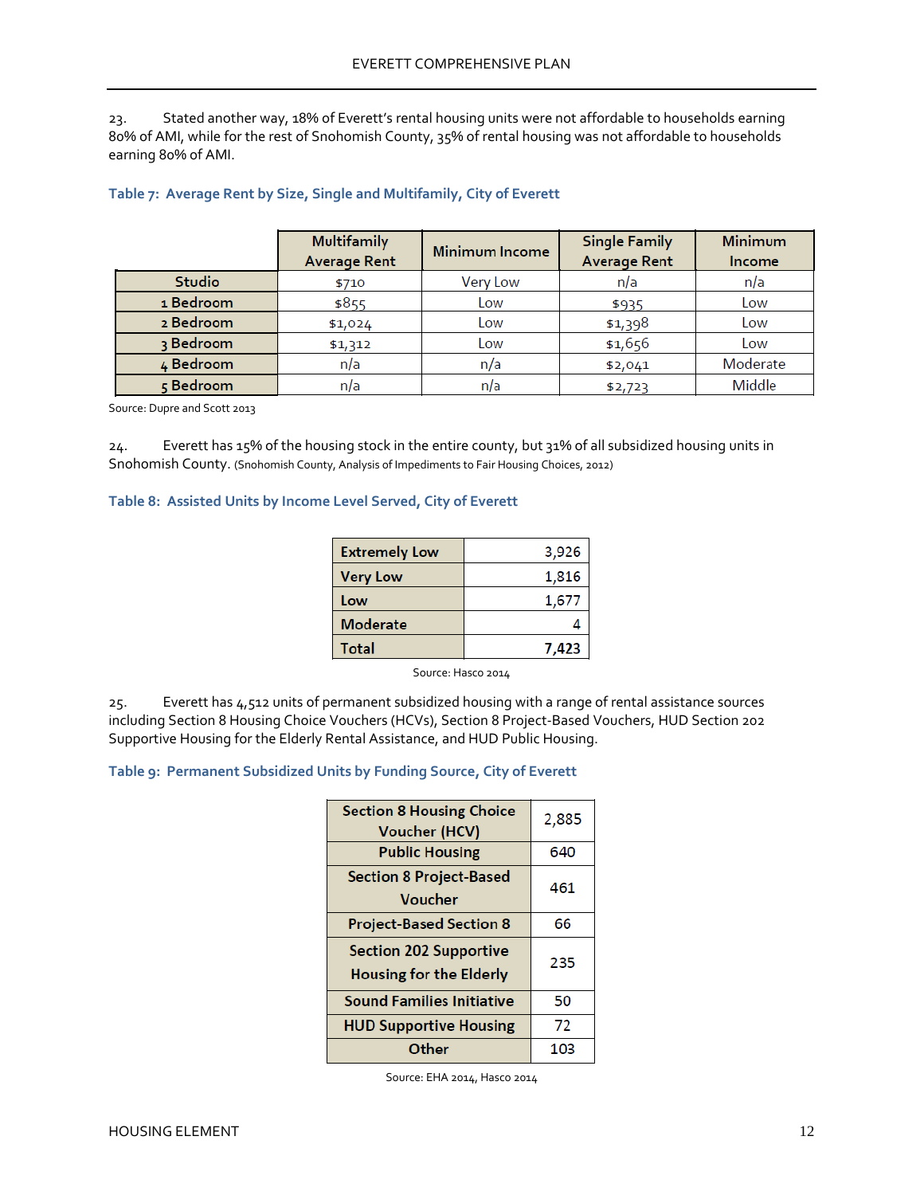23. Stated another way, 18% of Everett's rental housing units were not affordable to households earning 80% of AMI, while for the rest of Snohomish County, 35% of rental housing was not affordable to households earning 80% of AMI.

**Table 7: Average Rent by Size, Single and Multifamily, City of Everett**

| | Multifamily Average Rent | Minimum Income | Single Family Average Rent | Minimum Income |
|---|---|---|---|---|
| Studio | $710 | Very Low | n/a | n/a |
| 1 Bedroom | $855 | Low | $935 | Low |
| 2 Bedroom | $1,024 | Low | $1,398 | Low |
| 3 Bedroom | $1,312 | Low | $1,656 | Low |
| 4 Bedroom | n/a | n/a | $2,041 | Moderate |
| 5 Bedroom | n/a | n/a | $2,723 | Middle |

Source: Dupre and Scott 2013

24. Everett has 15% of the housing stock in the entire county, but 31% of all subsidized housing units in Snohomish County. (Snohomish County, Analysis of Impediments to Fair Housing Choices, 2012)

**Table 8: Assisted Units by Income Level Served, City of Everett**

| Income Level | Units |
|---|---|
| Extremely Low | 3,926 |
| Very Low | 1,816 |
| Low | 1,677 |
| Moderate | 4 |
| **Total** | **7,423** |

Source: Hasco 2014

25. Everett has 4,512 units of permanent subsidized housing with a range of rental assistance sources including Section 8 Housing Choice Vouchers (HCVs), Section 8 Project-Based Vouchers, HUD Section 202 Supportive Housing for the Elderly Rental Assistance, and HUD Public Housing.

**Table 9: Permanent Subsidized Units by Funding Source, City of Everett**

| Funding Source | Units |
|---|---|
| Section 8 Housing Choice Voucher (HCV) | 2,885 |
| Public Housing | 640 |
| Section 8 Project-Based Voucher | 461 |
| Project-Based Section 8 | 66 |
| Section 202 Supportive Housing for the Elderly | 235 |
| Sound Families Initiative | 50 |
| HUD Supportive Housing | 72 |
| Other | 103 |

Source: EHA 2014, Hasco 2014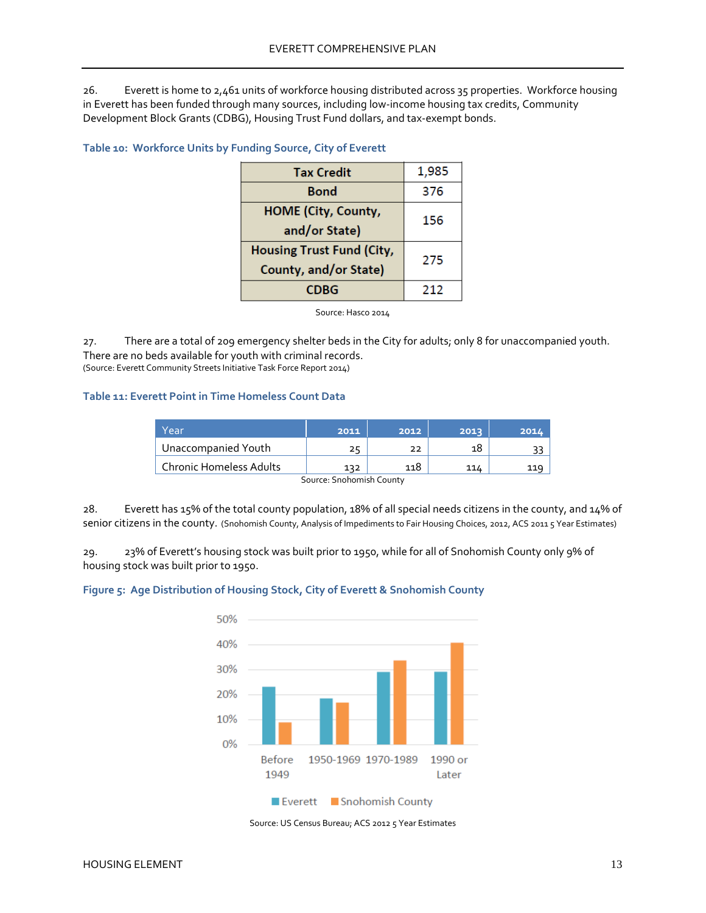26. Everett is home to 2,461 units of workforce housing distributed across 35 properties. Workforce housing in Everett has been funded through many sources, including low-income housing tax credits, Community Development Block Grants (CDBG), Housing Trust Fund dollars, and tax-exempt bonds.

**Table 10: Workforce Units by Funding Source, City of Everett**

| Funding Source | Units |
|---|---|
| Tax Credit | 1,985 |
| Bond | 376 |
| HOME (City, County, and/or State) | 156 |
| Housing Trust Fund (City, County, and/or State) | 275 |
| CDBG | 212 |

Source: Hasco 2014

27. There are a total of 209 emergency shelter beds in the City for adults; only 8 for unaccompanied youth. There are no beds available for youth with criminal records.
(Source: Everett Community Streets Initiative Task Force Report 2014)

**Table 11: Everett Point in Time Homeless Count Data**

| Year | 2011 | 2012 | 2013 | 2014 |
|---|---|---|---|---|
| Unaccompanied Youth | 25 | 22 | 18 | 33 |
| Chronic Homeless Adults | 132 | 118 | 114 | 119 |

Source: Snohomish County

28. Everett has 15% of the total county population, 18% of all special needs citizens in the county, and 14% of senior citizens in the county. (Snohomish County, Analysis of Impediments to Fair Housing Choices, 2012, ACS 2011 5 Year Estimates)

29. 23% of Everett's housing stock was built prior to 1950, while for all of Snohomish County only 9% of housing stock was built prior to 1950.

**Figure 5: Age Distribution of Housing Stock, City of Everett & Snohomish County**

Source: US Census Bureau; ACS 2012 5 Year Estimates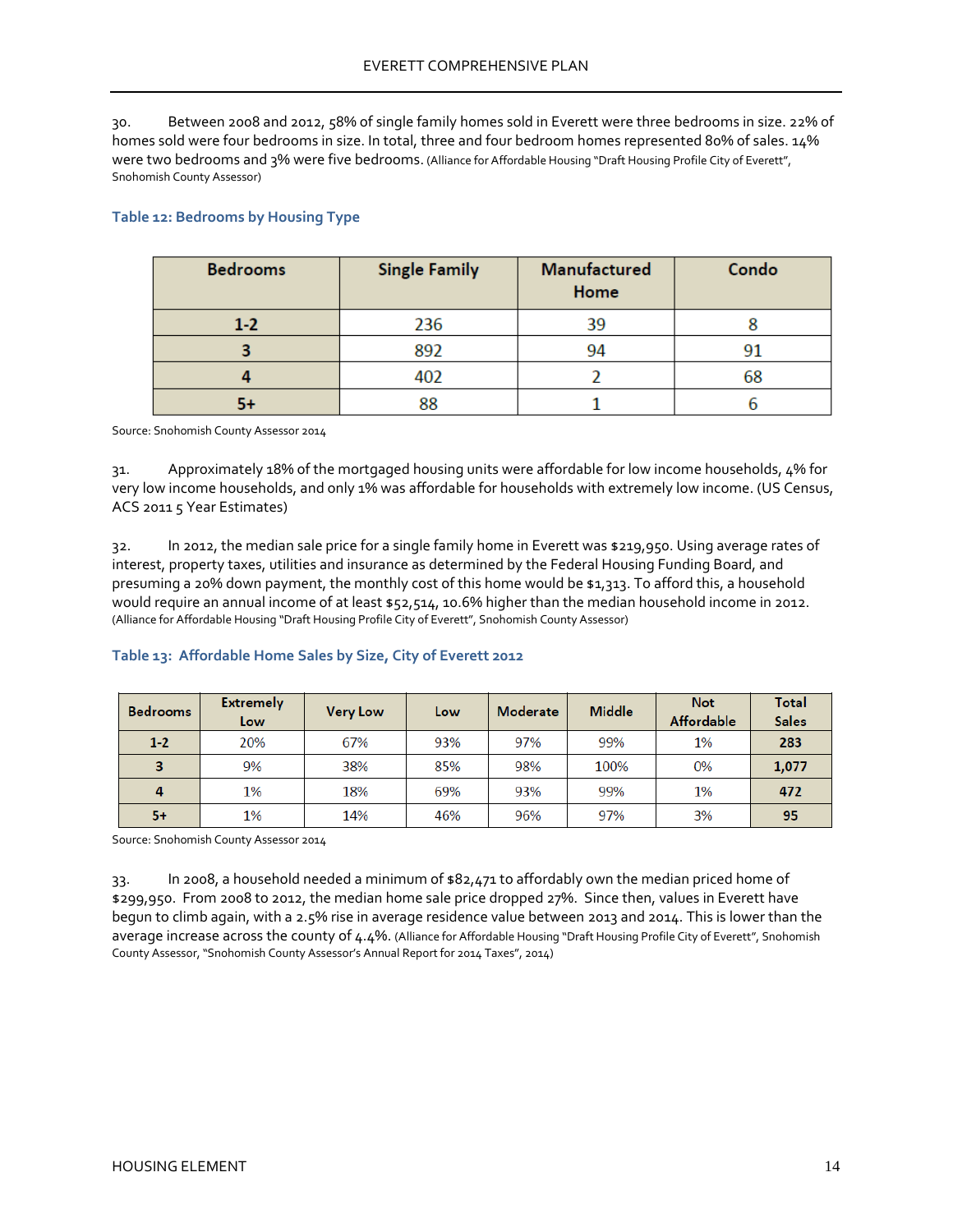30. Between 2008 and 2012, 58% of single family homes sold in Everett were three bedrooms in size. 22% of homes sold were four bedrooms in size. In total, three and four bedroom homes represented 80% of sales. 14% were two bedrooms and 3% were five bedrooms. (Alliance for Affordable Housing "Draft Housing Profile City of Everett", Snohomish County Assessor)

### Table 12: Bedrooms by Housing Type

| Bedrooms | Single Family | Manufactured Home | Condo |
|---|---|---|---|
| 1-2 | 236 | 39 | 8 |
| 3 | 892 | 94 | 91 |
| 4 | 402 | 2 | 68 |
| 5+ | 88 | 1 | 6 |

Source: Snohomish County Assessor 2014

31. Approximately 18% of the mortgaged housing units were affordable for low income households, 4% for very low income households, and only 1% was affordable for households with extremely low income. (US Census, ACS 2011 5 Year Estimates)

32. In 2012, the median sale price for a single family home in Everett was $219,950. Using average rates of interest, property taxes, utilities and insurance as determined by the Federal Housing Funding Board, and presuming a 20% down payment, the monthly cost of this home would be $1,313. To afford this, a household would require an annual income of at least $52,514, 10.6% higher than the median household income in 2012. (Alliance for Affordable Housing "Draft Housing Profile City of Everett", Snohomish County Assessor)

### Table 13: Affordable Home Sales by Size, City of Everett 2012

| Bedrooms | Extremely Low | Very Low | Low | Moderate | Middle | Not Affordable | Total Sales |
|---|---|---|---|---|---|---|---|
| 1-2 | 20% | 67% | 93% | 97% | 99% | 1% | **283** |
| 3 | 9% | 38% | 85% | 98% | 100% | 0% | **1,077** |
| 4 | 1% | 18% | 69% | 93% | 99% | 1% | **472** |
| 5+ | 1% | 14% | 46% | 96% | 97% | 3% | **95** |

Source: Snohomish County Assessor 2014

33. In 2008, a household needed a minimum of $82,471 to affordably own the median priced home of $299,950. From 2008 to 2012, the median home sale price dropped 27%. Since then, values in Everett have begun to climb again, with a 2.5% rise in average residence value between 2013 and 2014. This is lower than the average increase across the county of 4.4%. (Alliance for Affordable Housing "Draft Housing Profile City of Everett", Snohomish County Assessor, "Snohomish County Assessor's Annual Report for 2014 Taxes", 2014)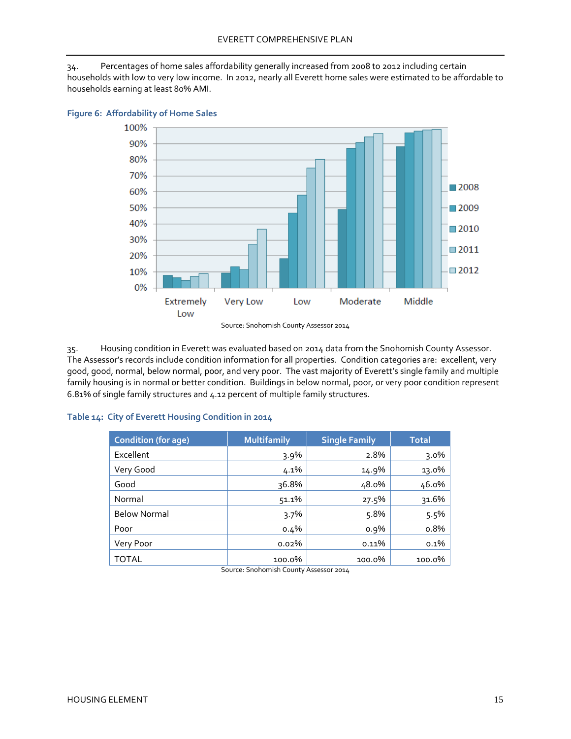34. Percentages of home sales affordability generally increased from 2008 to 2012 including certain households with low to very low income. In 2012, nearly all Everett home sales were estimated to be affordable to households earning at least 80% AMI.

**Figure 6: Affordability of Home Sales**

Source: Snohomish County Assessor 2014

35. Housing condition in Everett was evaluated based on 2014 data from the Snohomish County Assessor. The Assessor's records include condition information for all properties. Condition categories are: excellent, very good, good, normal, below normal, poor, and very poor. The vast majority of Everett's single family and multiple family housing is in normal or better condition. Buildings in below normal, poor, or very poor condition represent 6.81% of single family structures and 4.12 percent of multiple family structures.

**Table 14: City of Everett Housing Condition in 2014**

| Condition (for age) | Multifamily | Single Family | Total |
|---|---|---|---|
| Excellent | 3.9% | 2.8% | 3.0% |
| Very Good | 4.1% | 14.9% | 13.0% |
| Good | 36.8% | 48.0% | 46.0% |
| Normal | 51.1% | 27.5% | 31.6% |
| Below Normal | 3.7% | 5.8% | 5.5% |
| Poor | 0.4% | 0.9% | 0.8% |
| Very Poor | 0.02% | 0.11% | 0.1% |
| TOTAL | 100.0% | 100.0% | 100.0% |

Source: Snohomish County Assessor 2014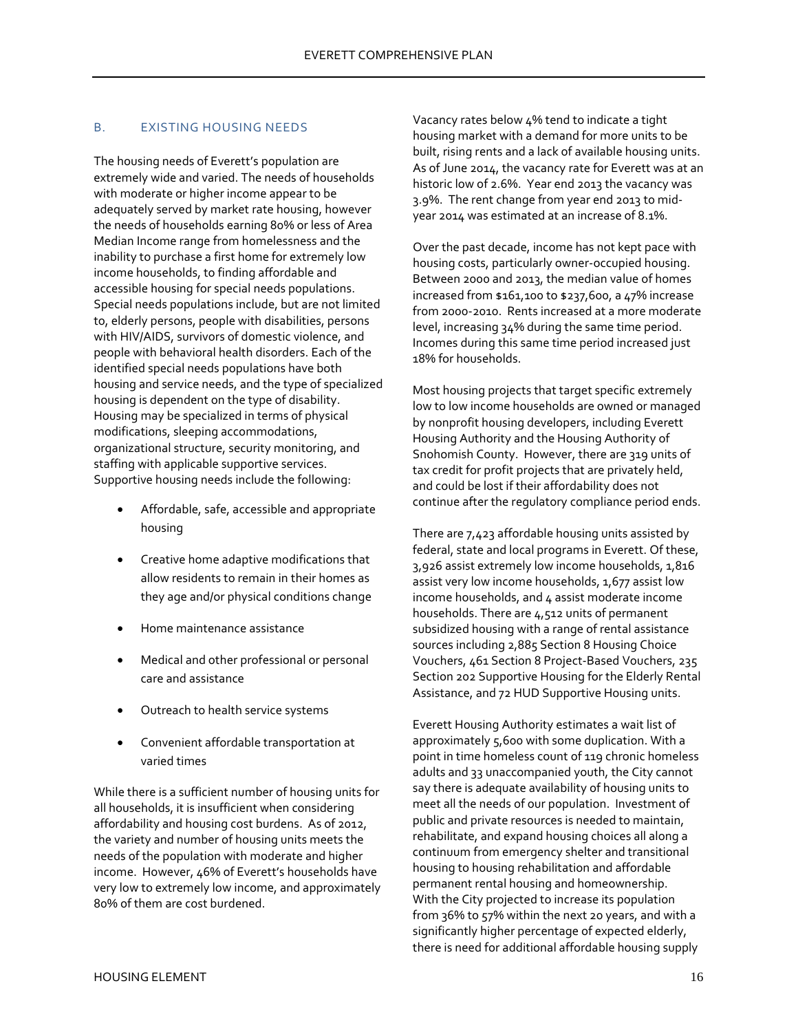## B. EXISTING HOUSING NEEDS

The housing needs of Everett's population are extremely wide and varied. The needs of households with moderate or higher income appear to be adequately served by market rate housing, however the needs of households earning 80% or less of Area Median Income range from homelessness and the inability to purchase a first home for extremely low income households, to finding affordable and accessible housing for special needs populations. Special needs populations include, but are not limited to, elderly persons, people with disabilities, persons with HIV/AIDS, survivors of domestic violence, and people with behavioral health disorders. Each of the identified special needs populations have both housing and service needs, and the type of specialized housing is dependent on the type of disability. Housing may be specialized in terms of physical modifications, sleeping accommodations, organizational structure, security monitoring, and staffing with applicable supportive services. Supportive housing needs include the following:

- Affordable, safe, accessible and appropriate housing
- Creative home adaptive modifications that allow residents to remain in their homes as they age and/or physical conditions change
- Home maintenance assistance
- Medical and other professional or personal care and assistance
- Outreach to health service systems
- Convenient affordable transportation at varied times

While there is a sufficient number of housing units for all households, it is insufficient when considering affordability and housing cost burdens. As of 2012, the variety and number of housing units meets the needs of the population with moderate and higher income. However, 46% of Everett's households have very low to extremely low income, and approximately 80% of them are cost burdened.

Vacancy rates below 4% tend to indicate a tight housing market with a demand for more units to be built, rising rents and a lack of available housing units. As of June 2014, the vacancy rate for Everett was at an historic low of 2.6%. Year end 2013 the vacancy was 3.9%. The rent change from year end 2013 to mid-year 2014 was estimated at an increase of 8.1%.

Over the past decade, income has not kept pace with housing costs, particularly owner-occupied housing. Between 2000 and 2013, the median value of homes increased from $161,100 to $237,600, a 47% increase from 2000-2010. Rents increased at a more moderate level, increasing 34% during the same time period. Incomes during this same time period increased just 18% for households.

Most housing projects that target specific extremely low to low income households are owned or managed by nonprofit housing developers, including Everett Housing Authority and the Housing Authority of Snohomish County. However, there are 319 units of tax credit for profit projects that are privately held, and could be lost if their affordability does not continue after the regulatory compliance period ends.

There are 7,423 affordable housing units assisted by federal, state and local programs in Everett. Of these, 3,926 assist extremely low income households, 1,816 assist very low income households, 1,677 assist low income households, and 4 assist moderate income households. There are 4,512 units of permanent subsidized housing with a range of rental assistance sources including 2,885 Section 8 Housing Choice Vouchers, 461 Section 8 Project-Based Vouchers, 235 Section 202 Supportive Housing for the Elderly Rental Assistance, and 72 HUD Supportive Housing units.

Everett Housing Authority estimates a wait list of approximately 5,600 with some duplication. With a point in time homeless count of 119 chronic homeless adults and 33 unaccompanied youth, the City cannot say there is adequate availability of housing units to meet all the needs of our population. Investment of public and private resources is needed to maintain, rehabilitate, and expand housing choices all along a continuum from emergency shelter and transitional housing to housing rehabilitation and affordable permanent rental housing and homeownership. With the City projected to increase its population from 36% to 57% within the next 20 years, and with a significantly higher percentage of expected elderly, there is need for additional affordable housing supply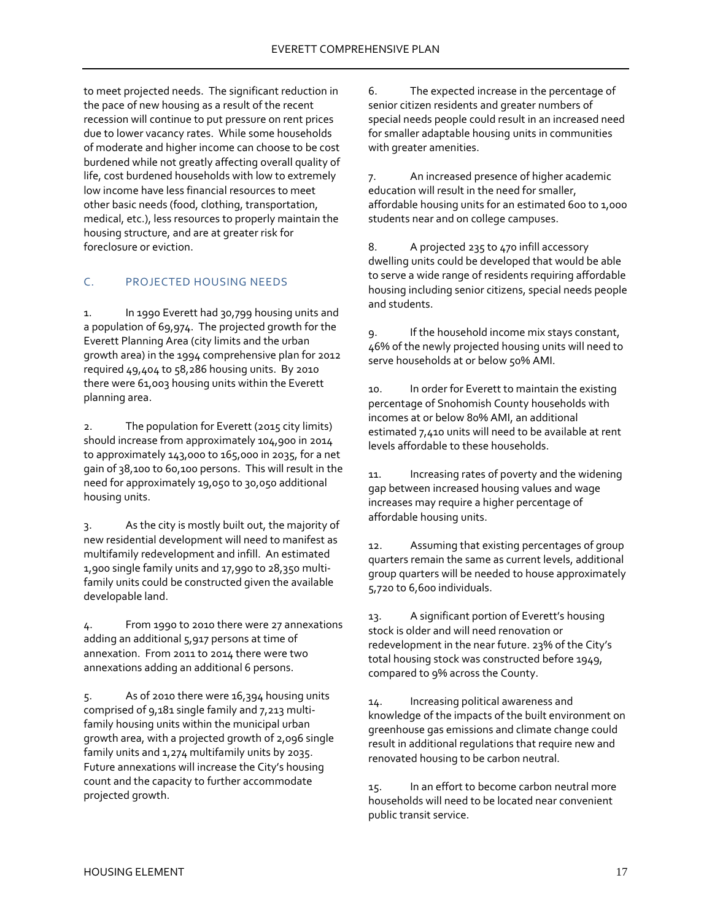to meet projected needs. The significant reduction in the pace of new housing as a result of the recent recession will continue to put pressure on rent prices due to lower vacancy rates. While some households of moderate and higher income can choose to be cost burdened while not greatly affecting overall quality of life, cost burdened households with low to extremely low income have less financial resources to meet other basic needs (food, clothing, transportation, medical, etc.), less resources to properly maintain the housing structure, and are at greater risk for foreclosure or eviction.

## C. PROJECTED HOUSING NEEDS

1. In 1990 Everett had 30,799 housing units and a population of 69,974. The projected growth for the Everett Planning Area (city limits and the urban growth area) in the 1994 comprehensive plan for 2012 required 49,404 to 58,286 housing units. By 2010 there were 61,003 housing units within the Everett planning area.

2. The population for Everett (2015 city limits) should increase from approximately 104,900 in 2014 to approximately 143,000 to 165,000 in 2035, for a net gain of 38,100 to 60,100 persons. This will result in the need for approximately 19,050 to 30,050 additional housing units.

3. As the city is mostly built out, the majority of new residential development will need to manifest as multifamily redevelopment and infill. An estimated 1,900 single family units and 17,990 to 28,350 multi-family units could be constructed given the available developable land.

4. From 1990 to 2010 there were 27 annexations adding an additional 5,917 persons at time of annexation. From 2011 to 2014 there were two annexations adding an additional 6 persons.

5. As of 2010 there were 16,394 housing units comprised of 9,181 single family and 7,213 multi-family housing units within the municipal urban growth area, with a projected growth of 2,096 single family units and 1,274 multifamily units by 2035. Future annexations will increase the City's housing count and the capacity to further accommodate projected growth.

6. The expected increase in the percentage of senior citizen residents and greater numbers of special needs people could result in an increased need for smaller adaptable housing units in communities with greater amenities.

7. An increased presence of higher academic education will result in the need for smaller, affordable housing units for an estimated 600 to 1,000 students near and on college campuses.

8. A projected 235 to 470 infill accessory dwelling units could be developed that would be able to serve a wide range of residents requiring affordable housing including senior citizens, special needs people and students.

9. If the household income mix stays constant, 46% of the newly projected housing units will need to serve households at or below 50% AMI.

10. In order for Everett to maintain the existing percentage of Snohomish County households with incomes at or below 80% AMI, an additional estimated 7,410 units will need to be available at rent levels affordable to these households.

11. Increasing rates of poverty and the widening gap between increased housing values and wage increases may require a higher percentage of affordable housing units.

12. Assuming that existing percentages of group quarters remain the same as current levels, additional group quarters will be needed to house approximately 5,720 to 6,600 individuals.

13. A significant portion of Everett's housing stock is older and will need renovation or redevelopment in the near future. 23% of the City's total housing stock was constructed before 1949, compared to 9% across the County.

14. Increasing political awareness and knowledge of the impacts of the built environment on greenhouse gas emissions and climate change could result in additional regulations that require new and renovated housing to be carbon neutral.

15. In an effort to become carbon neutral more households will need to be located near convenient public transit service.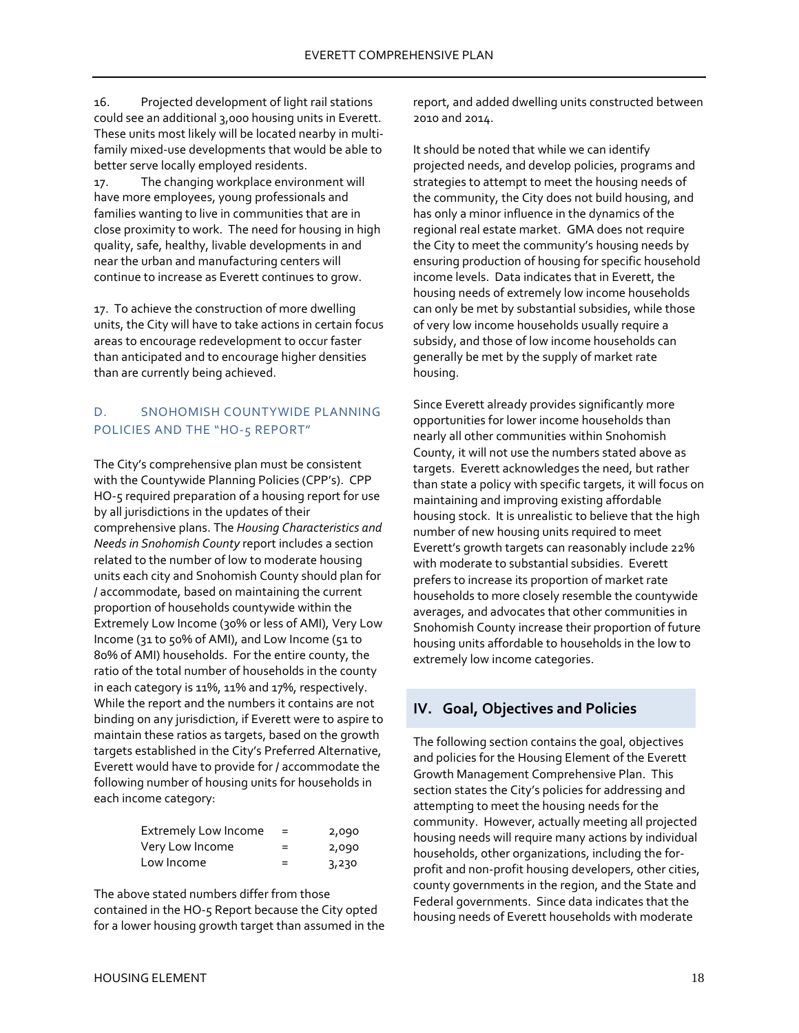16. Projected development of light rail stations could see an additional 3,000 housing units in Everett. These units most likely will be located nearby in multi-family mixed-use developments that would be able to better serve locally employed residents.

17. The changing workplace environment will have more employees, young professionals and families wanting to live in communities that are in close proximity to work. The need for housing in high quality, safe, healthy, livable developments in and near the urban and manufacturing centers will continue to increase as Everett continues to grow.

17. To achieve the construction of more dwelling units, the City will have to take actions in certain focus areas to encourage redevelopment to occur faster than anticipated and to encourage higher densities than are currently being achieved.

### D. SNOHOMISH COUNTYWIDE PLANNING POLICIES AND THE "HO-5 REPORT"

The City's comprehensive plan must be consistent with the Countywide Planning Policies (CPP's). CPP HO-5 required preparation of a housing report for use by all jurisdictions in the updates of their comprehensive plans. The *Housing Characteristics and Needs in Snohomish County* report includes a section related to the number of low to moderate housing units each city and Snohomish County should plan for / accommodate, based on maintaining the current proportion of households countywide within the Extremely Low Income (30% or less of AMI), Very Low Income (31 to 50% of AMI), and Low Income (51 to 80% of AMI) households. For the entire county, the ratio of the total number of households in the county in each category is 11%, 11% and 17%, respectively. While the report and the numbers it contains are not binding on any jurisdiction, if Everett were to aspire to maintain these ratios as targets, based on the growth targets established in the City's Preferred Alternative, Everett would have to provide for / accommodate the following number of housing units for households in each income category:

| | | |
|---|---|---|
| Extremely Low Income | = | 2,090 |
| Very Low Income | = | 2,090 |
| Low Income | = | 3,230 |

The above stated numbers differ from those contained in the HO-5 Report because the City opted for a lower housing growth target than assumed in the report, and added dwelling units constructed between 2010 and 2014.

It should be noted that while we can identify projected needs, and develop policies, programs and strategies to attempt to meet the housing needs of the community, the City does not build housing, and has only a minor influence in the dynamics of the regional real estate market. GMA does not require the City to meet the community's housing needs by ensuring production of housing for specific household income levels. Data indicates that in Everett, the housing needs of extremely low income households can only be met by substantial subsidies, while those of very low income households usually require a subsidy, and those of low income households can generally be met by the supply of market rate housing.

Since Everett already provides significantly more opportunities for lower income households than nearly all other communities within Snohomish County, it will not use the numbers stated above as targets. Everett acknowledges the need, but rather than state a policy with specific targets, it will focus on maintaining and improving existing affordable housing stock. It is unrealistic to believe that the high number of new housing units required to meet Everett's growth targets can reasonably include 22% with moderate to substantial subsidies. Everett prefers to increase its proportion of market rate households to more closely resemble the countywide averages, and advocates that other communities in Snohomish County increase their proportion of future housing units affordable to households in the low to extremely low income categories.

## IV. Goal, Objectives and Policies

The following section contains the goal, objectives and policies for the Housing Element of the Everett Growth Management Comprehensive Plan. This section states the City's policies for addressing and attempting to meet the housing needs for the community. However, actually meeting all projected housing needs will require many actions by individual households, other organizations, including the for-profit and non-profit housing developers, other cities, county governments in the region, and the State and Federal governments. Since data indicates that the housing needs of Everett households with moderate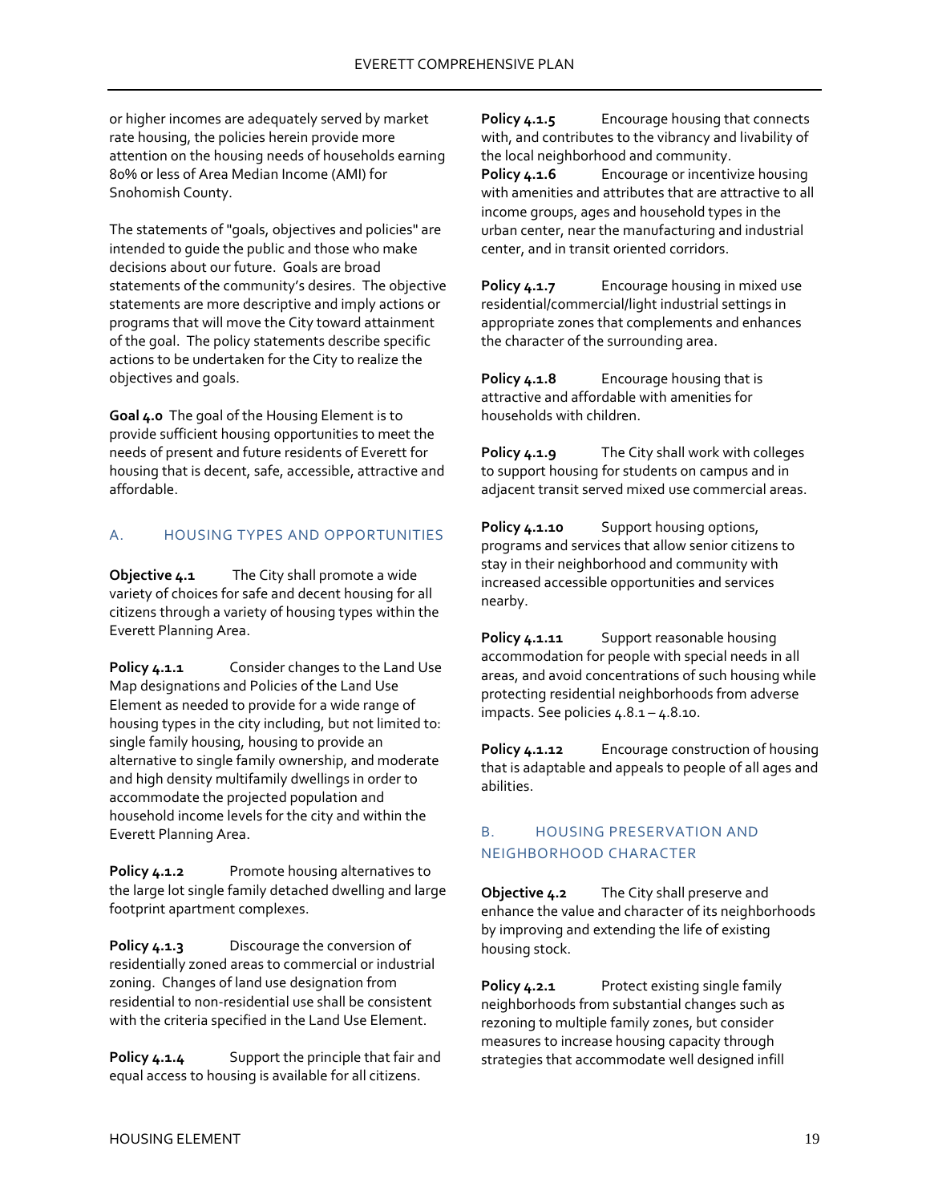or higher incomes are adequately served by market rate housing, the policies herein provide more attention on the housing needs of households earning 80% or less of Area Median Income (AMI) for Snohomish County.

The statements of "goals, objectives and policies" are intended to guide the public and those who make decisions about our future. Goals are broad statements of the community's desires. The objective statements are more descriptive and imply actions or programs that will move the City toward attainment of the goal. The policy statements describe specific actions to be undertaken for the City to realize the objectives and goals.

**Goal 4.0** The goal of the Housing Element is to provide sufficient housing opportunities to meet the needs of present and future residents of Everett for housing that is decent, safe, accessible, attractive and affordable.

## A. HOUSING TYPES AND OPPORTUNITIES

**Objective 4.1** The City shall promote a wide variety of choices for safe and decent housing for all citizens through a variety of housing types within the Everett Planning Area.

**Policy 4.1.1** Consider changes to the Land Use Map designations and Policies of the Land Use Element as needed to provide for a wide range of housing types in the city including, but not limited to: single family housing, housing to provide an alternative to single family ownership, and moderate and high density multifamily dwellings in order to accommodate the projected population and household income levels for the city and within the Everett Planning Area.

**Policy 4.1.2** Promote housing alternatives to the large lot single family detached dwelling and large footprint apartment complexes.

**Policy 4.1.3** Discourage the conversion of residentially zoned areas to commercial or industrial zoning. Changes of land use designation from residential to non-residential use shall be consistent with the criteria specified in the Land Use Element.

**Policy 4.1.4** Support the principle that fair and equal access to housing is available for all citizens.

**Policy 4.1.5** Encourage housing that connects with, and contributes to the vibrancy and livability of the local neighborhood and community.

**Policy 4.1.6** Encourage or incentivize housing with amenities and attributes that are attractive to all income groups, ages and household types in the urban center, near the manufacturing and industrial center, and in transit oriented corridors.

**Policy 4.1.7** Encourage housing in mixed use residential/commercial/light industrial settings in appropriate zones that complements and enhances the character of the surrounding area.

**Policy 4.1.8** Encourage housing that is attractive and affordable with amenities for households with children.

**Policy 4.1.9** The City shall work with colleges to support housing for students on campus and in adjacent transit served mixed use commercial areas.

**Policy 4.1.10** Support housing options, programs and services that allow senior citizens to stay in their neighborhood and community with increased accessible opportunities and services nearby.

**Policy 4.1.11** Support reasonable housing accommodation for people with special needs in all areas, and avoid concentrations of such housing while protecting residential neighborhoods from adverse impacts. See policies 4.8.1 – 4.8.10.

**Policy 4.1.12** Encourage construction of housing that is adaptable and appeals to people of all ages and abilities.

## B. HOUSING PRESERVATION AND NEIGHBORHOOD CHARACTER

**Objective 4.2** The City shall preserve and enhance the value and character of its neighborhoods by improving and extending the life of existing housing stock.

**Policy 4.2.1** Protect existing single family neighborhoods from substantial changes such as rezoning to multiple family zones, but consider measures to increase housing capacity through strategies that accommodate well designed infill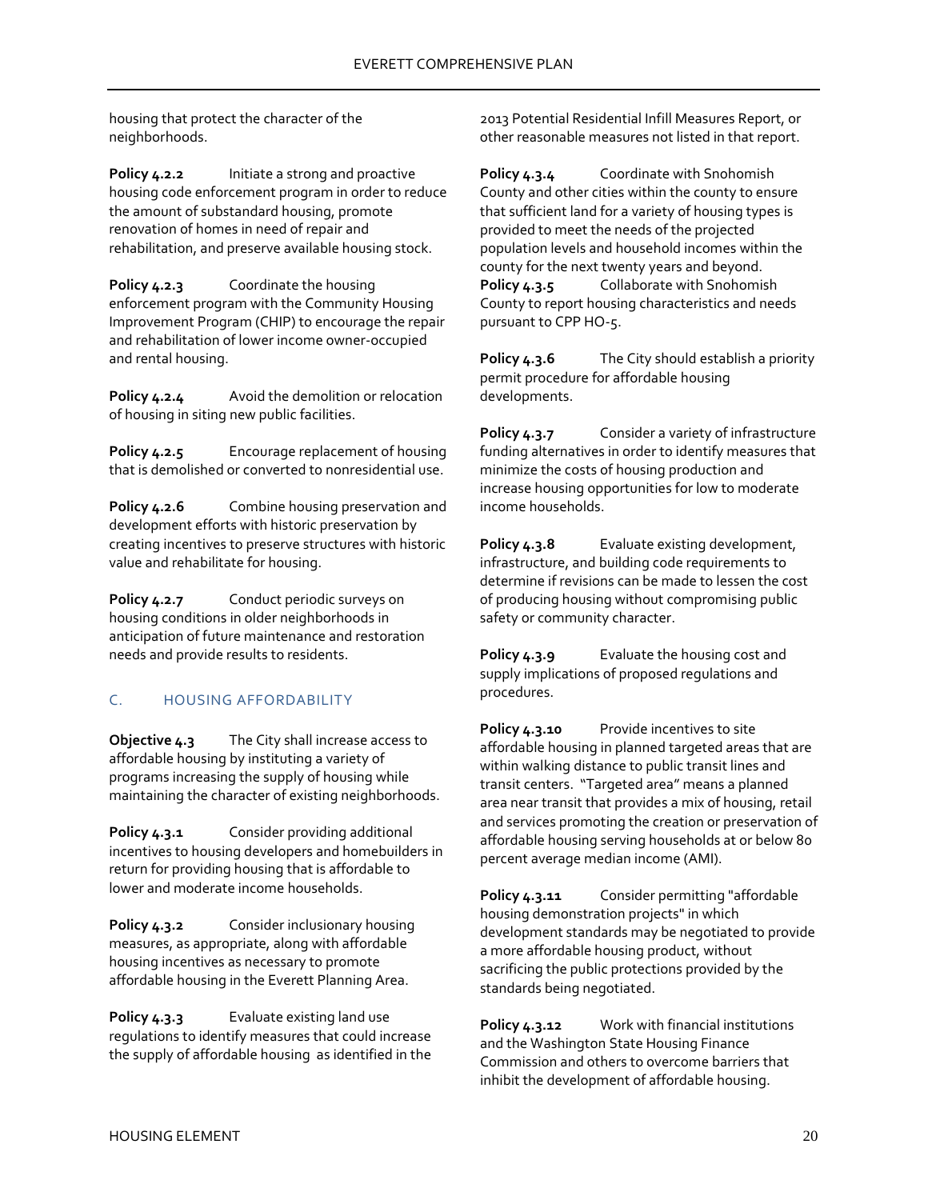housing that protect the character of the neighborhoods.

**Policy 4.2.2** Initiate a strong and proactive housing code enforcement program in order to reduce the amount of substandard housing, promote renovation of homes in need of repair and rehabilitation, and preserve available housing stock.

**Policy 4.2.3** Coordinate the housing enforcement program with the Community Housing Improvement Program (CHIP) to encourage the repair and rehabilitation of lower income owner-occupied and rental housing.

**Policy 4.2.4** Avoid the demolition or relocation of housing in siting new public facilities.

**Policy 4.2.5** Encourage replacement of housing that is demolished or converted to nonresidential use.

**Policy 4.2.6** Combine housing preservation and development efforts with historic preservation by creating incentives to preserve structures with historic value and rehabilitate for housing.

**Policy 4.2.7** Conduct periodic surveys on housing conditions in older neighborhoods in anticipation of future maintenance and restoration needs and provide results to residents.

## C. HOUSING AFFORDABILITY

**Objective 4.3** The City shall increase access to affordable housing by instituting a variety of programs increasing the supply of housing while maintaining the character of existing neighborhoods.

**Policy 4.3.1** Consider providing additional incentives to housing developers and homebuilders in return for providing housing that is affordable to lower and moderate income households.

**Policy 4.3.2** Consider inclusionary housing measures, as appropriate, along with affordable housing incentives as necessary to promote affordable housing in the Everett Planning Area.

**Policy 4.3.3** Evaluate existing land use regulations to identify measures that could increase the supply of affordable housing as identified in the 2013 Potential Residential Infill Measures Report, or other reasonable measures not listed in that report.

**Policy 4.3.4** Coordinate with Snohomish County and other cities within the county to ensure that sufficient land for a variety of housing types is provided to meet the needs of the projected population levels and household incomes within the county for the next twenty years and beyond.

**Policy 4.3.5** Collaborate with Snohomish County to report housing characteristics and needs pursuant to CPP HO-5.

**Policy 4.3.6** The City should establish a priority permit procedure for affordable housing developments.

**Policy 4.3.7** Consider a variety of infrastructure funding alternatives in order to identify measures that minimize the costs of housing production and increase housing opportunities for low to moderate income households.

**Policy 4.3.8** Evaluate existing development, infrastructure, and building code requirements to determine if revisions can be made to lessen the cost of producing housing without compromising public safety or community character.

**Policy 4.3.9** Evaluate the housing cost and supply implications of proposed regulations and procedures.

**Policy 4.3.10** Provide incentives to site affordable housing in planned targeted areas that are within walking distance to public transit lines and transit centers. "Targeted area" means a planned area near transit that provides a mix of housing, retail and services promoting the creation or preservation of affordable housing serving households at or below 80 percent average median income (AMI).

**Policy 4.3.11** Consider permitting "affordable housing demonstration projects" in which development standards may be negotiated to provide a more affordable housing product, without sacrificing the public protections provided by the standards being negotiated.

**Policy 4.3.12** Work with financial institutions and the Washington State Housing Finance Commission and others to overcome barriers that inhibit the development of affordable housing.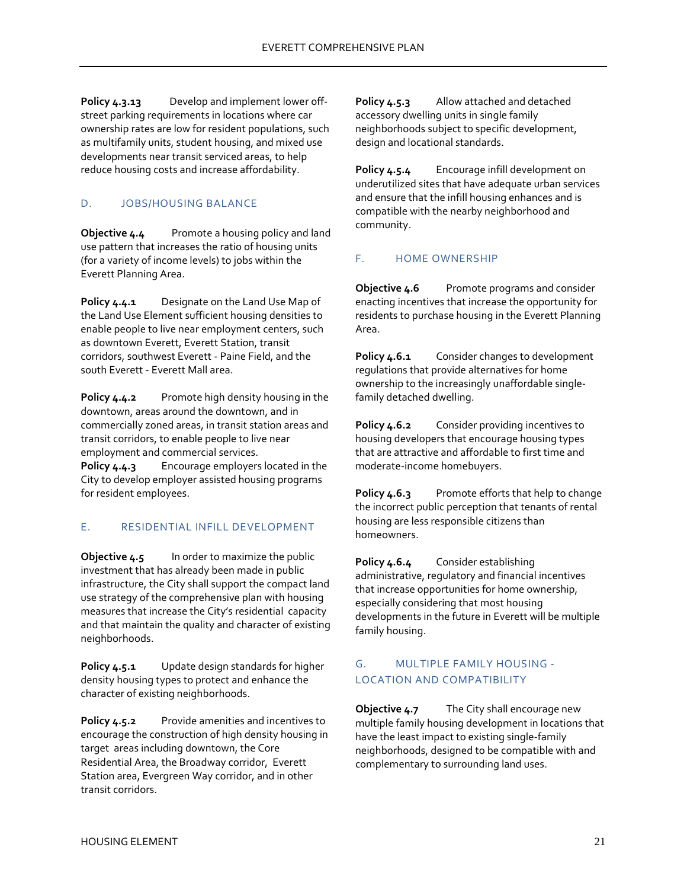**Policy 4.3.13** Develop and implement lower off-street parking requirements in locations where car ownership rates are low for resident populations, such as multifamily units, student housing, and mixed use developments near transit serviced areas, to help reduce housing costs and increase affordability.

### D. JOBS/HOUSING BALANCE

**Objective 4.4** Promote a housing policy and land use pattern that increases the ratio of housing units (for a variety of income levels) to jobs within the Everett Planning Area.

**Policy 4.4.1** Designate on the Land Use Map of the Land Use Element sufficient housing densities to enable people to live near employment centers, such as downtown Everett, Everett Station, transit corridors, southwest Everett - Paine Field, and the south Everett - Everett Mall area.

**Policy 4.4.2** Promote high density housing in the downtown, areas around the downtown, and in commercially zoned areas, in transit station areas and transit corridors, to enable people to live near employment and commercial services.

**Policy 4.4.3** Encourage employers located in the City to develop employer assisted housing programs for resident employees.

### E. RESIDENTIAL INFILL DEVELOPMENT

**Objective 4.5** In order to maximize the public investment that has already been made in public infrastructure, the City shall support the compact land use strategy of the comprehensive plan with housing measures that increase the City's residential capacity and that maintain the quality and character of existing neighborhoods.

**Policy 4.5.1** Update design standards for higher density housing types to protect and enhance the character of existing neighborhoods.

**Policy 4.5.2** Provide amenities and incentives to encourage the construction of high density housing in target areas including downtown, the Core Residential Area, the Broadway corridor, Everett Station area, Evergreen Way corridor, and in other transit corridors.

**Policy 4.5.3** Allow attached and detached accessory dwelling units in single family neighborhoods subject to specific development, design and locational standards.

**Policy 4.5.4** Encourage infill development on underutilized sites that have adequate urban services and ensure that the infill housing enhances and is compatible with the nearby neighborhood and community.

### F. HOME OWNERSHIP

**Objective 4.6** Promote programs and consider enacting incentives that increase the opportunity for residents to purchase housing in the Everett Planning Area.

**Policy 4.6.1** Consider changes to development regulations that provide alternatives for home ownership to the increasingly unaffordable single-family detached dwelling.

**Policy 4.6.2** Consider providing incentives to housing developers that encourage housing types that are attractive and affordable to first time and moderate-income homebuyers.

**Policy 4.6.3** Promote efforts that help to change the incorrect public perception that tenants of rental housing are less responsible citizens than homeowners.

**Policy 4.6.4** Consider establishing administrative, regulatory and financial incentives that increase opportunities for home ownership, especially considering that most housing developments in the future in Everett will be multiple family housing.

### G. MULTIPLE FAMILY HOUSING - LOCATION AND COMPATIBILITY

**Objective 4.7** The City shall encourage new multiple family housing development in locations that have the least impact to existing single-family neighborhoods, designed to be compatible with and complementary to surrounding land uses.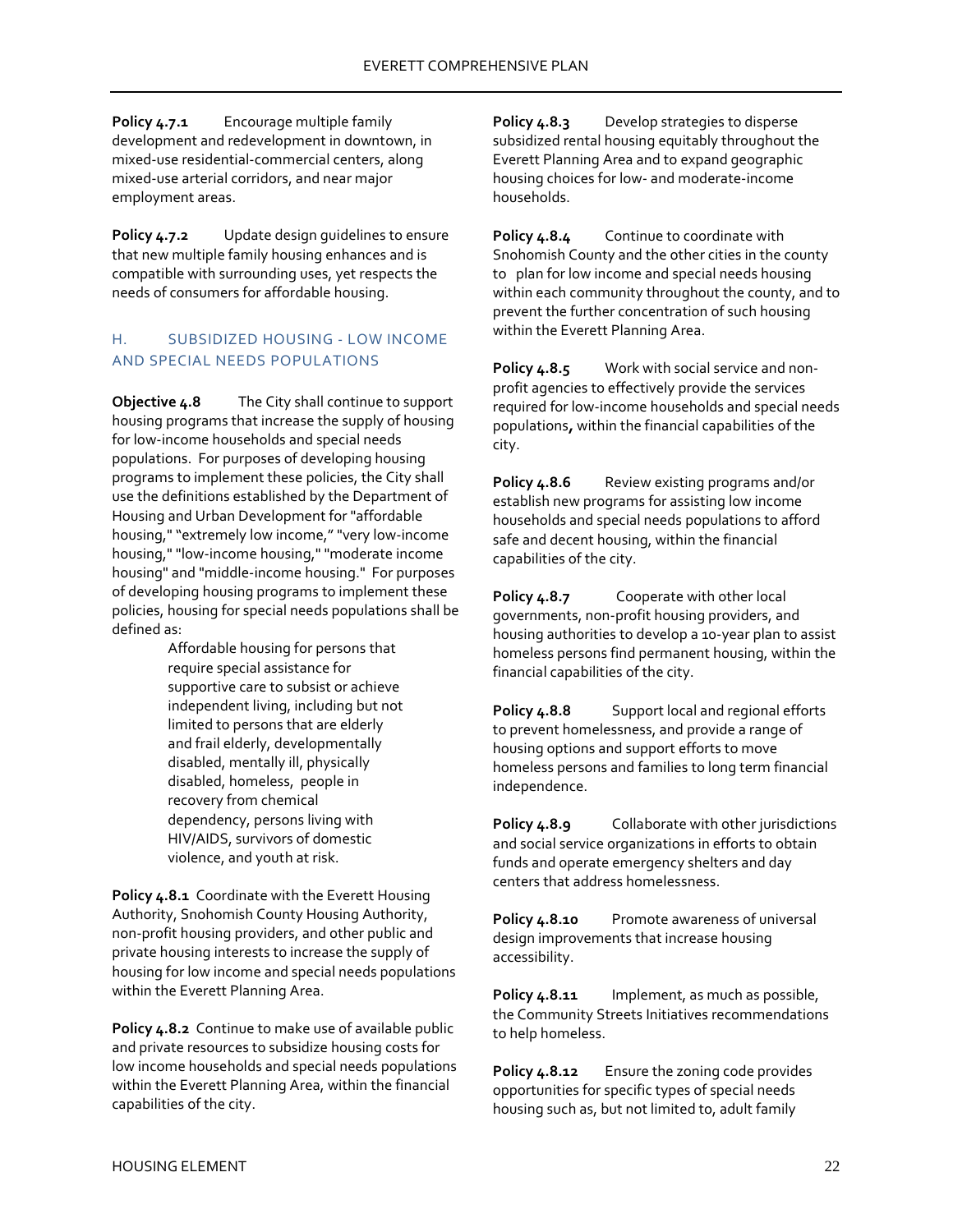**Policy 4.7.1** Encourage multiple family development and redevelopment in downtown, in mixed-use residential-commercial centers, along mixed-use arterial corridors, and near major employment areas.

**Policy 4.7.2** Update design guidelines to ensure that new multiple family housing enhances and is compatible with surrounding uses, yet respects the needs of consumers for affordable housing.

## H. SUBSIDIZED HOUSING - LOW INCOME AND SPECIAL NEEDS POPULATIONS

**Objective 4.8** The City shall continue to support housing programs that increase the supply of housing for low-income households and special needs populations. For purposes of developing housing programs to implement these policies, the City shall use the definitions established by the Department of Housing and Urban Development for "affordable housing," "extremely low income," "very low-income housing," "low-income housing," "moderate income housing" and "middle-income housing." For purposes of developing housing programs to implement these policies, housing for special needs populations shall be defined as:

> Affordable housing for persons that require special assistance for supportive care to subsist or achieve independent living, including but not limited to persons that are elderly and frail elderly, developmentally disabled, mentally ill, physically disabled, homeless, people in recovery from chemical dependency, persons living with HIV/AIDS, survivors of domestic violence, and youth at risk.

**Policy 4.8.1** Coordinate with the Everett Housing Authority, Snohomish County Housing Authority, non-profit housing providers, and other public and private housing interests to increase the supply of housing for low income and special needs populations within the Everett Planning Area.

**Policy 4.8.2** Continue to make use of available public and private resources to subsidize housing costs for low income households and special needs populations within the Everett Planning Area, within the financial capabilities of the city.

**Policy 4.8.3** Develop strategies to disperse subsidized rental housing equitably throughout the Everett Planning Area and to expand geographic housing choices for low- and moderate-income households.

**Policy 4.8.4** Continue to coordinate with Snohomish County and the other cities in the county to plan for low income and special needs housing within each community throughout the county, and to prevent the further concentration of such housing within the Everett Planning Area.

**Policy 4.8.5** Work with social service and non-profit agencies to effectively provide the services required for low-income households and special needs populations**,** within the financial capabilities of the city.

**Policy 4.8.6** Review existing programs and/or establish new programs for assisting low income households and special needs populations to afford safe and decent housing, within the financial capabilities of the city.

**Policy 4.8.7** Cooperate with other local governments, non-profit housing providers, and housing authorities to develop a 10-year plan to assist homeless persons find permanent housing, within the financial capabilities of the city.

**Policy 4.8.8** Support local and regional efforts to prevent homelessness, and provide a range of housing options and support efforts to move homeless persons and families to long term financial independence.

**Policy 4.8.9** Collaborate with other jurisdictions and social service organizations in efforts to obtain funds and operate emergency shelters and day centers that address homelessness.

**Policy 4.8.10** Promote awareness of universal design improvements that increase housing accessibility.

**Policy 4.8.11** Implement, as much as possible, the Community Streets Initiatives recommendations to help homeless.

**Policy 4.8.12** Ensure the zoning code provides opportunities for specific types of special needs housing such as, but not limited to, adult family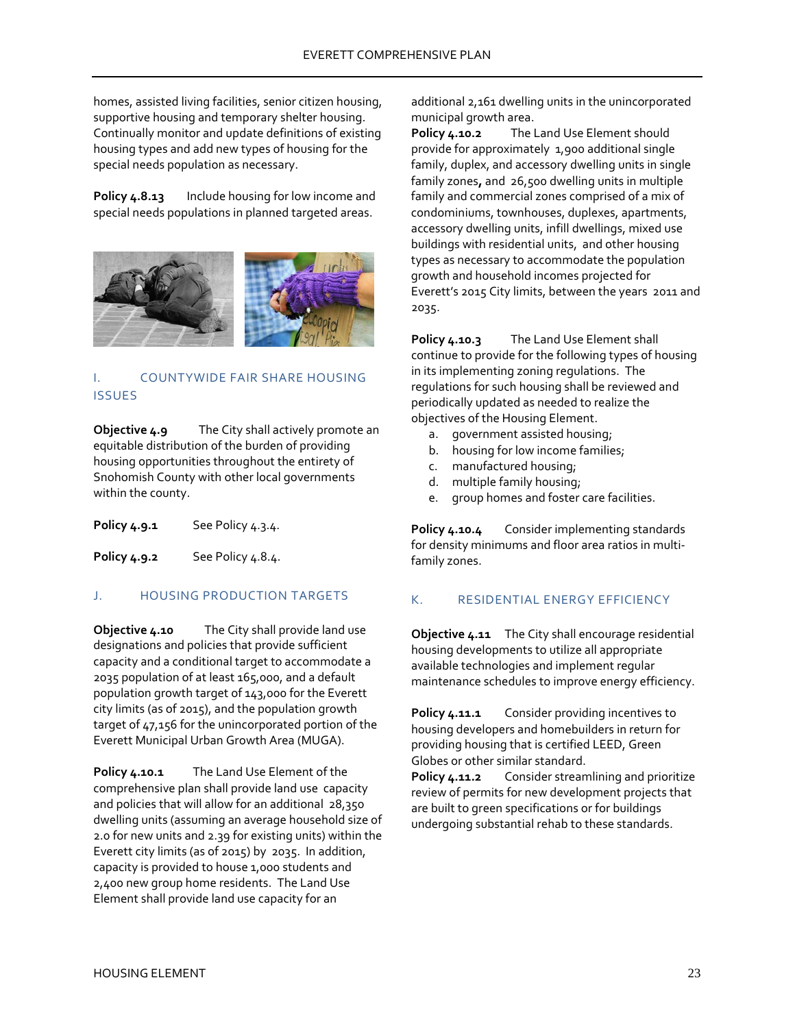homes, assisted living facilities, senior citizen housing, supportive housing and temporary shelter housing. Continually monitor and update definitions of existing housing types and add new types of housing for the special needs population as necessary.

**Policy 4.8.13** Include housing for low income and special needs populations in planned targeted areas.

## I. COUNTYWIDE FAIR SHARE HOUSING ISSUES

**Objective 4.9** The City shall actively promote an equitable distribution of the burden of providing housing opportunities throughout the entirety of Snohomish County with other local governments within the county.

**Policy 4.9.1** See Policy 4.3.4.

**Policy 4.9.2** See Policy 4.8.4.

## J. HOUSING PRODUCTION TARGETS

**Objective 4.10** The City shall provide land use designations and policies that provide sufficient capacity and a conditional target to accommodate a 2035 population of at least 165,000, and a default population growth target of 143,000 for the Everett city limits (as of 2015), and the population growth target of 47,156 for the unincorporated portion of the Everett Municipal Urban Growth Area (MUGA).

**Policy 4.10.1** The Land Use Element of the comprehensive plan shall provide land use capacity and policies that will allow for an additional 28,350 dwelling units (assuming an average household size of 2.0 for new units and 2.39 for existing units) within the Everett city limits (as of 2015) by 2035. In addition, capacity is provided to house 1,000 students and 2,400 new group home residents. The Land Use Element shall provide land use capacity for an additional 2,161 dwelling units in the unincorporated municipal growth area.

**Policy 4.10.2** The Land Use Element should provide for approximately 1,900 additional single family, duplex, and accessory dwelling units in single family zones**,** and 26,500 dwelling units in multiple family and commercial zones comprised of a mix of condominiums, townhouses, duplexes, apartments, accessory dwelling units, infill dwellings, mixed use buildings with residential units, and other housing types as necessary to accommodate the population growth and household incomes projected for Everett's 2015 City limits, between the years 2011 and 2035.

**Policy 4.10.3** The Land Use Element shall continue to provide for the following types of housing in its implementing zoning regulations. The regulations for such housing shall be reviewed and periodically updated as needed to realize the objectives of the Housing Element.

a. government assisted housing;
b. housing for low income families;
c. manufactured housing;
d. multiple family housing;
e. group homes and foster care facilities.

**Policy 4.10.4** Consider implementing standards for density minimums and floor area ratios in multi-family zones.

## K. RESIDENTIAL ENERGY EFFICIENCY

**Objective 4.11** The City shall encourage residential housing developments to utilize all appropriate available technologies and implement regular maintenance schedules to improve energy efficiency.

**Policy 4.11.1** Consider providing incentives to housing developers and homebuilders in return for providing housing that is certified LEED, Green Globes or other similar standard.

**Policy 4.11.2** Consider streamlining and prioritize review of permits for new development projects that are built to green specifications or for buildings undergoing substantial rehab to these standards.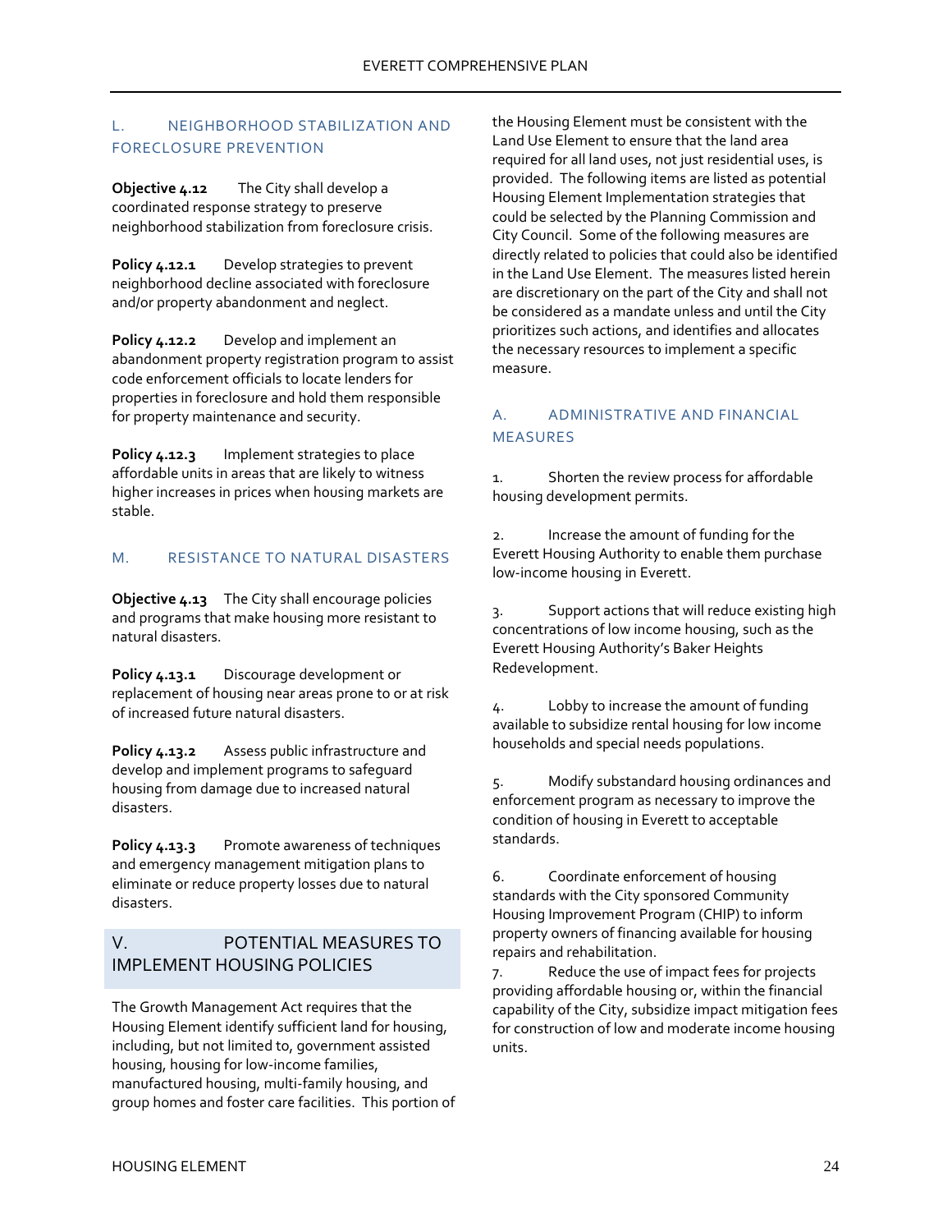### L. NEIGHBORHOOD STABILIZATION AND FORECLOSURE PREVENTION

**Objective 4.12** The City shall develop a coordinated response strategy to preserve neighborhood stabilization from foreclosure crisis.

**Policy 4.12.1** Develop strategies to prevent neighborhood decline associated with foreclosure and/or property abandonment and neglect.

**Policy 4.12.2** Develop and implement an abandonment property registration program to assist code enforcement officials to locate lenders for properties in foreclosure and hold them responsible for property maintenance and security.

**Policy 4.12.3** Implement strategies to place affordable units in areas that are likely to witness higher increases in prices when housing markets are stable.

### M. RESISTANCE TO NATURAL DISASTERS

**Objective 4.13** The City shall encourage policies and programs that make housing more resistant to natural disasters.

**Policy 4.13.1** Discourage development or replacement of housing near areas prone to or at risk of increased future natural disasters.

**Policy 4.13.2** Assess public infrastructure and develop and implement programs to safeguard housing from damage due to increased natural disasters.

**Policy 4.13.3** Promote awareness of techniques and emergency management mitigation plans to eliminate or reduce property losses due to natural disasters.

## V. POTENTIAL MEASURES TO IMPLEMENT HOUSING POLICIES

The Growth Management Act requires that the Housing Element identify sufficient land for housing, including, but not limited to, government assisted housing, housing for low-income families, manufactured housing, multi-family housing, and group homes and foster care facilities. This portion of the Housing Element must be consistent with the Land Use Element to ensure that the land area required for all land uses, not just residential uses, is provided. The following items are listed as potential Housing Element Implementation strategies that could be selected by the Planning Commission and City Council. Some of the following measures are directly related to policies that could also be identified in the Land Use Element. The measures listed herein are discretionary on the part of the City and shall not be considered as a mandate unless and until the City prioritizes such actions, and identifies and allocates the necessary resources to implement a specific measure.

### A. ADMINISTRATIVE AND FINANCIAL MEASURES

1. Shorten the review process for affordable housing development permits.

2. Increase the amount of funding for the Everett Housing Authority to enable them purchase low-income housing in Everett.

3. Support actions that will reduce existing high concentrations of low income housing, such as the Everett Housing Authority's Baker Heights Redevelopment.

4. Lobby to increase the amount of funding available to subsidize rental housing for low income households and special needs populations.

5. Modify substandard housing ordinances and enforcement program as necessary to improve the condition of housing in Everett to acceptable standards.

6. Coordinate enforcement of housing standards with the City sponsored Community Housing Improvement Program (CHIP) to inform property owners of financing available for housing repairs and rehabilitation.

7. Reduce the use of impact fees for projects providing affordable housing or, within the financial capability of the City, subsidize impact mitigation fees for construction of low and moderate income housing units.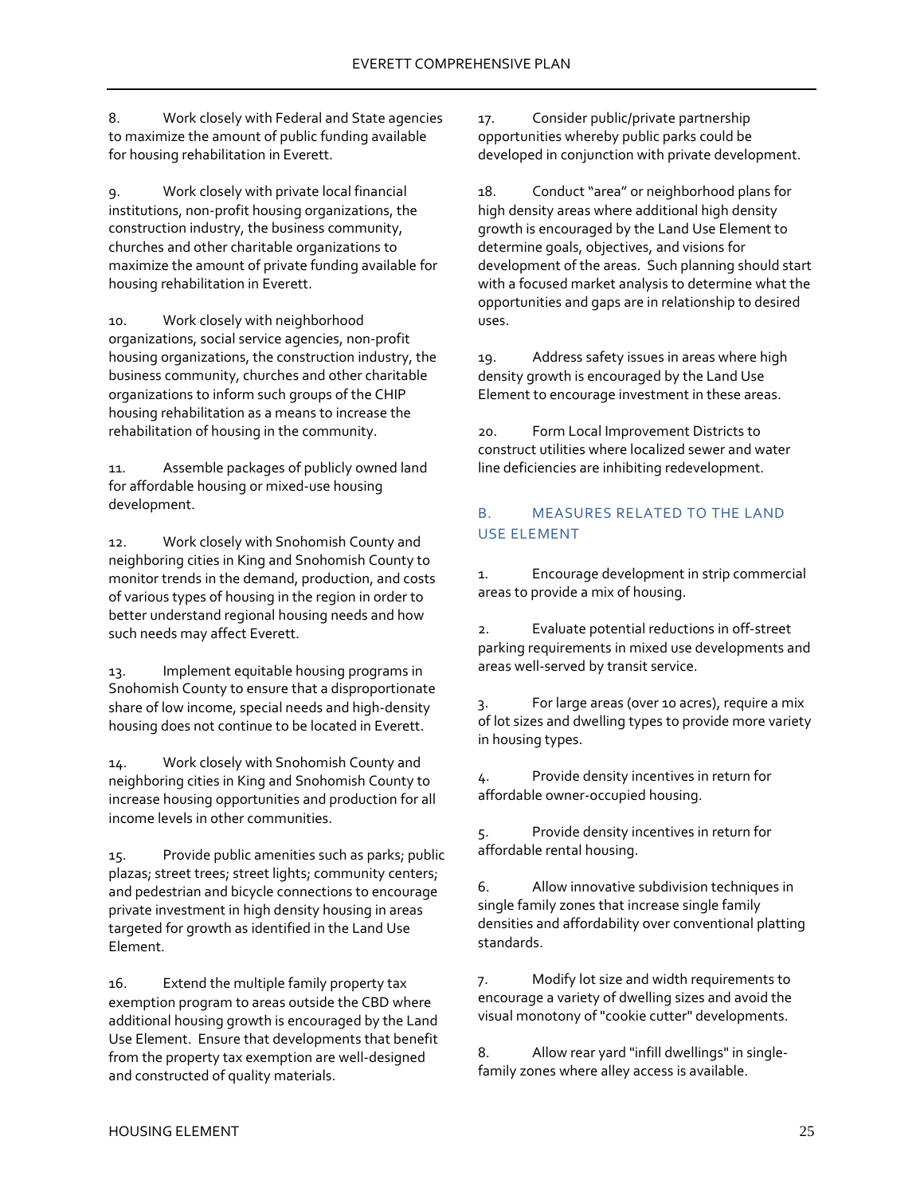8. Work closely with Federal and State agencies to maximize the amount of public funding available for housing rehabilitation in Everett.

9. Work closely with private local financial institutions, non-profit housing organizations, the construction industry, the business community, churches and other charitable organizations to maximize the amount of private funding available for housing rehabilitation in Everett.

10. Work closely with neighborhood organizations, social service agencies, non-profit housing organizations, the construction industry, the business community, churches and other charitable organizations to inform such groups of the CHIP housing rehabilitation as a means to increase the rehabilitation of housing in the community.

11. Assemble packages of publicly owned land for affordable housing or mixed-use housing development.

12. Work closely with Snohomish County and neighboring cities in King and Snohomish County to monitor trends in the demand, production, and costs of various types of housing in the region in order to better understand regional housing needs and how such needs may affect Everett.

13. Implement equitable housing programs in Snohomish County to ensure that a disproportionate share of low income, special needs and high-density housing does not continue to be located in Everett.

14. Work closely with Snohomish County and neighboring cities in King and Snohomish County to increase housing opportunities and production for all income levels in other communities.

15. Provide public amenities such as parks; public plazas; street trees; street lights; community centers; and pedestrian and bicycle connections to encourage private investment in high density housing in areas targeted for growth as identified in the Land Use Element.

16. Extend the multiple family property tax exemption program to areas outside the CBD where additional housing growth is encouraged by the Land Use Element. Ensure that developments that benefit from the property tax exemption are well-designed and constructed of quality materials.

17. Consider public/private partnership opportunities whereby public parks could be developed in conjunction with private development.

18. Conduct "area" or neighborhood plans for high density areas where additional high density growth is encouraged by the Land Use Element to determine goals, objectives, and visions for development of the areas. Such planning should start with a focused market analysis to determine what the opportunities and gaps are in relationship to desired uses.

19. Address safety issues in areas where high density growth is encouraged by the Land Use Element to encourage investment in these areas.

20. Form Local Improvement Districts to construct utilities where localized sewer and water line deficiencies are inhibiting redevelopment.

### B. MEASURES RELATED TO THE LAND USE ELEMENT

1. Encourage development in strip commercial areas to provide a mix of housing.

2. Evaluate potential reductions in off-street parking requirements in mixed use developments and areas well-served by transit service.

3. For large areas (over 10 acres), require a mix of lot sizes and dwelling types to provide more variety in housing types.

4. Provide density incentives in return for affordable owner-occupied housing.

5. Provide density incentives in return for affordable rental housing.

6. Allow innovative subdivision techniques in single family zones that increase single family densities and affordability over conventional platting standards.

7. Modify lot size and width requirements to encourage a variety of dwelling sizes and avoid the visual monotony of "cookie cutter" developments.

8. Allow rear yard "infill dwellings" in single-family zones where alley access is available.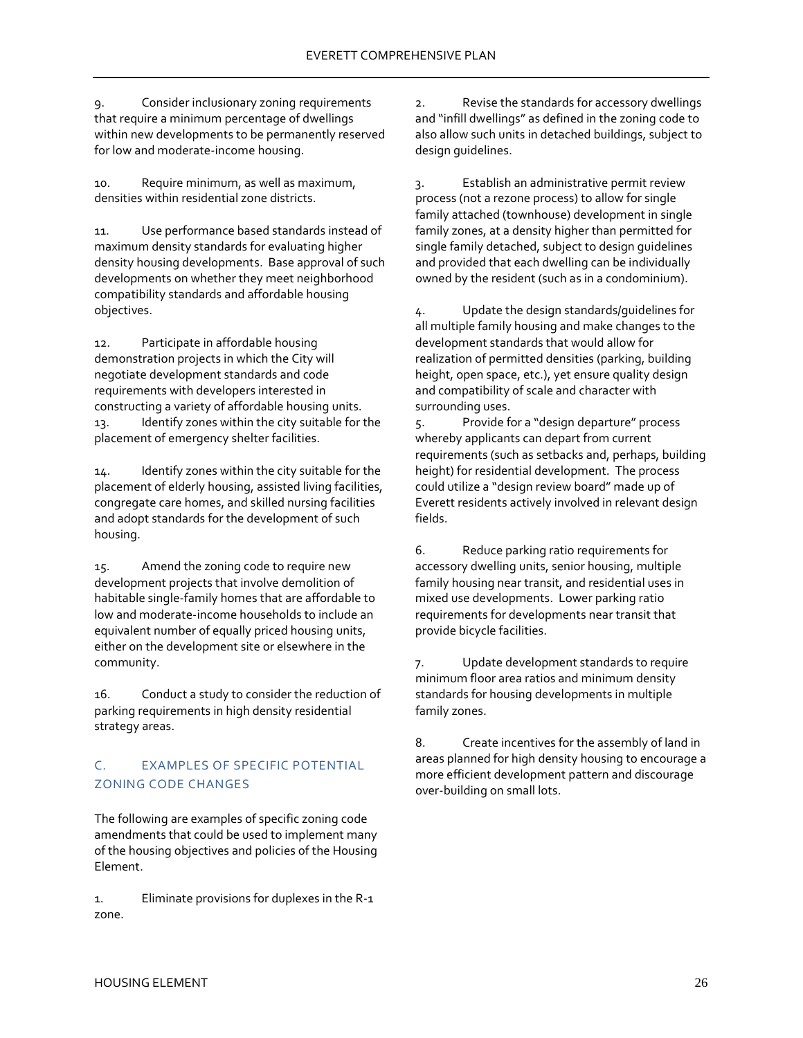9. Consider inclusionary zoning requirements that require a minimum percentage of dwellings within new developments to be permanently reserved for low and moderate-income housing.

10. Require minimum, as well as maximum, densities within residential zone districts.

11. Use performance based standards instead of maximum density standards for evaluating higher density housing developments. Base approval of such developments on whether they meet neighborhood compatibility standards and affordable housing objectives.

12. Participate in affordable housing demonstration projects in which the City will negotiate development standards and code requirements with developers interested in constructing a variety of affordable housing units.

13. Identify zones within the city suitable for the placement of emergency shelter facilities.

14. Identify zones within the city suitable for the placement of elderly housing, assisted living facilities, congregate care homes, and skilled nursing facilities and adopt standards for the development of such housing.

15. Amend the zoning code to require new development projects that involve demolition of habitable single-family homes that are affordable to low and moderate-income households to include an equivalent number of equally priced housing units, either on the development site or elsewhere in the community.

16. Conduct a study to consider the reduction of parking requirements in high density residential strategy areas.

## C. EXAMPLES OF SPECIFIC POTENTIAL ZONING CODE CHANGES

The following are examples of specific zoning code amendments that could be used to implement many of the housing objectives and policies of the Housing Element.

1. Eliminate provisions for duplexes in the R-1 zone.

2. Revise the standards for accessory dwellings and "infill dwellings" as defined in the zoning code to also allow such units in detached buildings, subject to design guidelines.

3. Establish an administrative permit review process (not a rezone process) to allow for single family attached (townhouse) development in single family zones, at a density higher than permitted for single family detached, subject to design guidelines and provided that each dwelling can be individually owned by the resident (such as in a condominium).

4. Update the design standards/guidelines for all multiple family housing and make changes to the development standards that would allow for realization of permitted densities (parking, building height, open space, etc.), yet ensure quality design and compatibility of scale and character with surrounding uses.

5. Provide for a "design departure" process whereby applicants can depart from current requirements (such as setbacks and, perhaps, building height) for residential development. The process could utilize a "design review board" made up of Everett residents actively involved in relevant design fields.

6. Reduce parking ratio requirements for accessory dwelling units, senior housing, multiple family housing near transit, and residential uses in mixed use developments. Lower parking ratio requirements for developments near transit that provide bicycle facilities.

7. Update development standards to require minimum floor area ratios and minimum density standards for housing developments in multiple family zones.

8. Create incentives for the assembly of land in areas planned for high density housing to encourage a more efficient development pattern and discourage over-building on small lots.